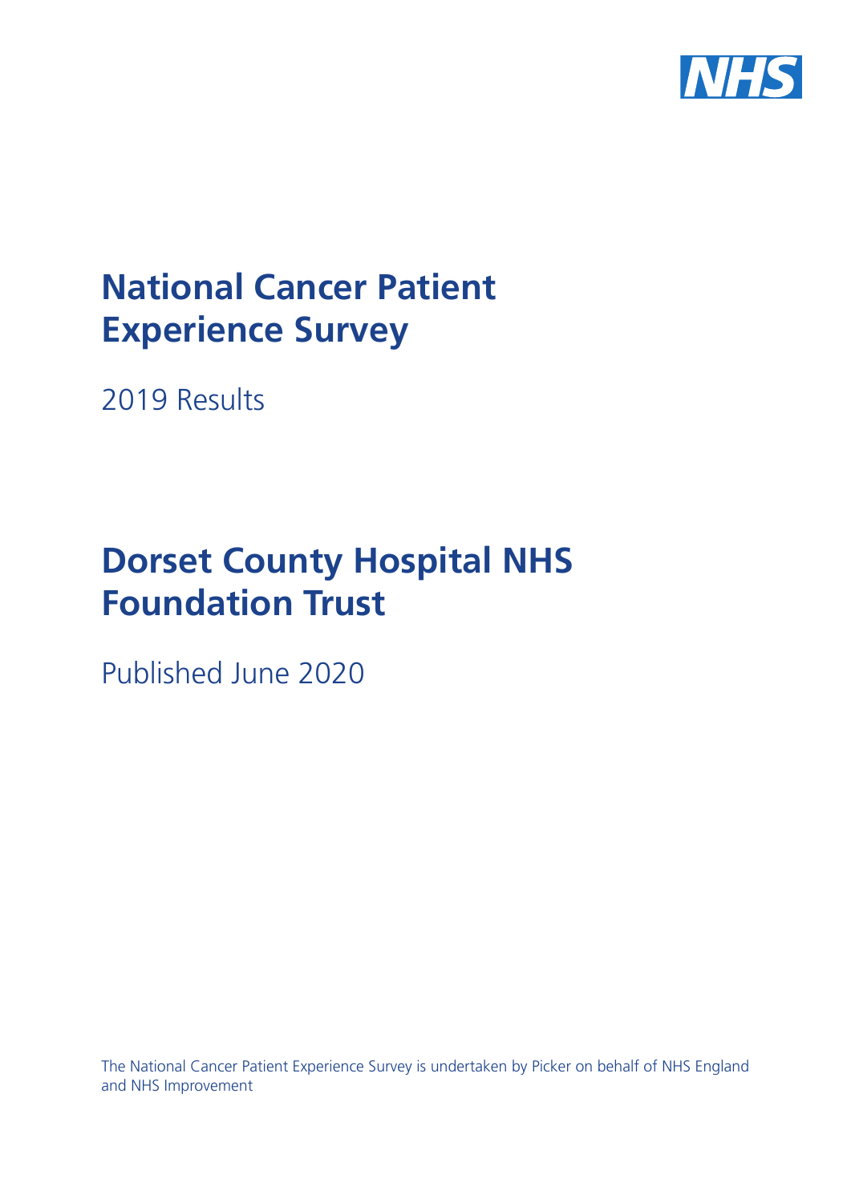# National Cancer Patient Experience Survey

2019 Results

# Dorset County Hospital NHS Foundation Trust

Published June 2020

The National Cancer Patient Experience Survey is undertaken by Picker on behalf of NHS England and NHS Improvement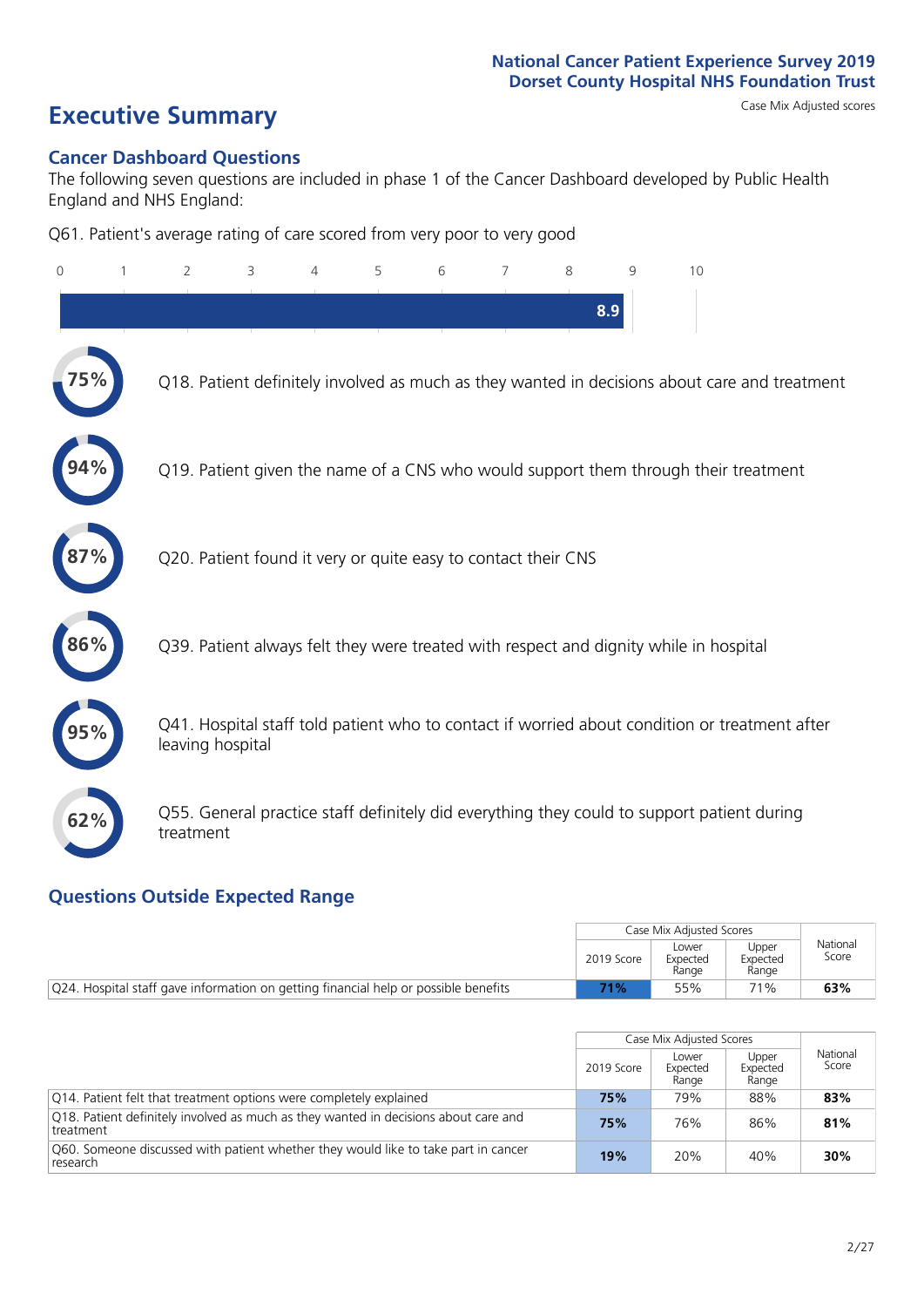National Cancer Patient Experience Survey 2019
Dorset County Hospital NHS Foundation Trust

# Executive Summary

Case Mix Adjusted scores

## Cancer Dashboard Questions

The following seven questions are included in phase 1 of the Cancer Dashboard developed by Public Health England and NHS England:

Q61. Patient's average rating of care scored from very poor to very good

8.9

75% — Q18. Patient definitely involved as much as they wanted in decisions about care and treatment

94% — Q19. Patient given the name of a CNS who would support them through their treatment

87% — Q20. Patient found it very or quite easy to contact their CNS

86% — Q39. Patient always felt they were treated with respect and dignity while in hospital

95% — Q41. Hospital staff told patient who to contact if worried about condition or treatment after leaving hospital

62% — Q55. General practice staff definitely did everything they could to support patient during treatment

## Questions Outside Expected Range

| | Case Mix Adjusted Scores | | | National Score |
|---|---|---|---|---|
| | 2019 Score | Lower Expected Range | Upper Expected Range | |
| Q24. Hospital staff gave information on getting financial help or possible benefits | **71%** | 55% | 71% | **63%** |

| | Case Mix Adjusted Scores | | | National Score |
|---|---|---|---|---|
| | 2019 Score | Lower Expected Range | Upper Expected Range | |
| Q14. Patient felt that treatment options were completely explained | **75%** | 79% | 88% | **83%** |
| Q18. Patient definitely involved as much as they wanted in decisions about care and treatment | **75%** | 76% | 86% | **81%** |
| Q60. Someone discussed with patient whether they would like to take part in cancer research | **19%** | 20% | 40% | **30%** |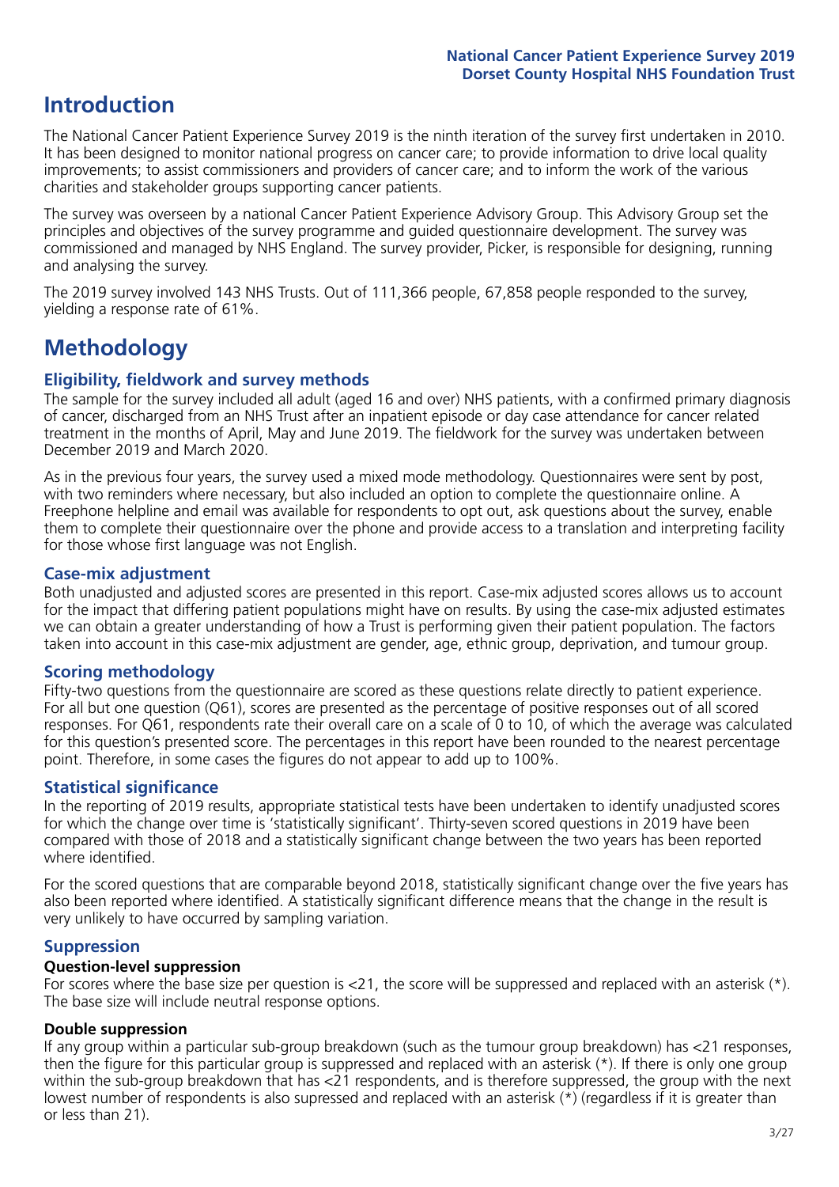# Introduction

The National Cancer Patient Experience Survey 2019 is the ninth iteration of the survey first undertaken in 2010. It has been designed to monitor national progress on cancer care; to provide information to drive local quality improvements; to assist commissioners and providers of cancer care; and to inform the work of the various charities and stakeholder groups supporting cancer patients.

The survey was overseen by a national Cancer Patient Experience Advisory Group. This Advisory Group set the principles and objectives of the survey programme and guided questionnaire development. The survey was commissioned and managed by NHS England. The survey provider, Picker, is responsible for designing, running and analysing the survey.

The 2019 survey involved 143 NHS Trusts. Out of 111,366 people, 67,858 people responded to the survey, yielding a response rate of 61%.

# Methodology

## Eligibility, fieldwork and survey methods

The sample for the survey included all adult (aged 16 and over) NHS patients, with a confirmed primary diagnosis of cancer, discharged from an NHS Trust after an inpatient episode or day case attendance for cancer related treatment in the months of April, May and June 2019. The fieldwork for the survey was undertaken between December 2019 and March 2020.

As in the previous four years, the survey used a mixed mode methodology. Questionnaires were sent by post, with two reminders where necessary, but also included an option to complete the questionnaire online. A Freephone helpline and email was available for respondents to opt out, ask questions about the survey, enable them to complete their questionnaire over the phone and provide access to a translation and interpreting facility for those whose first language was not English.

## Case-mix adjustment

Both unadjusted and adjusted scores are presented in this report. Case-mix adjusted scores allows us to account for the impact that differing patient populations might have on results. By using the case-mix adjusted estimates we can obtain a greater understanding of how a Trust is performing given their patient population. The factors taken into account in this case-mix adjustment are gender, age, ethnic group, deprivation, and tumour group.

## Scoring methodology

Fifty-two questions from the questionnaire are scored as these questions relate directly to patient experience. For all but one question (Q61), scores are presented as the percentage of positive responses out of all scored responses. For Q61, respondents rate their overall care on a scale of 0 to 10, of which the average was calculated for this question's presented score. The percentages in this report have been rounded to the nearest percentage point. Therefore, in some cases the figures do not appear to add up to 100%.

## Statistical significance

In the reporting of 2019 results, appropriate statistical tests have been undertaken to identify unadjusted scores for which the change over time is 'statistically significant'. Thirty-seven scored questions in 2019 have been compared with those of 2018 and a statistically significant change between the two years has been reported where identified.

For the scored questions that are comparable beyond 2018, statistically significant change over the five years has also been reported where identified. A statistically significant difference means that the change in the result is very unlikely to have occurred by sampling variation.

## Suppression

### Question-level suppression

For scores where the base size per question is <21, the score will be suppressed and replaced with an asterisk (*). The base size will include neutral response options.

### Double suppression

If any group within a particular sub-group breakdown (such as the tumour group breakdown) has <21 responses, then the figure for this particular group is suppressed and replaced with an asterisk (*). If there is only one group within the sub-group breakdown that has <21 respondents, and is therefore suppressed, the group with the next lowest number of respondents is also supressed and replaced with an asterisk (*) (regardless if it is greater than or less than 21).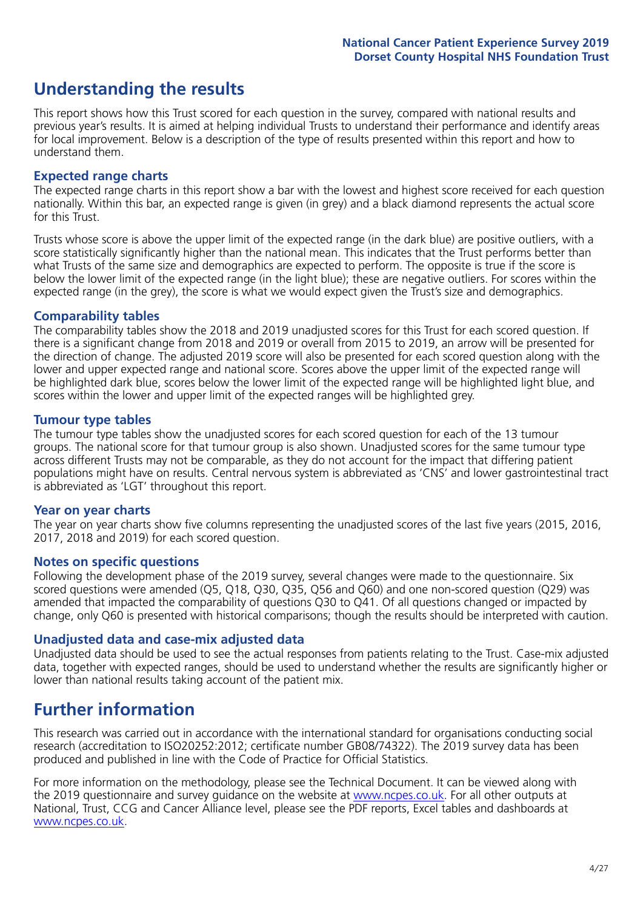# Understanding the results

This report shows how this Trust scored for each question in the survey, compared with national results and previous year's results. It is aimed at helping individual Trusts to understand their performance and identify areas for local improvement. Below is a description of the type of results presented within this report and how to understand them.

### Expected range charts

The expected range charts in this report show a bar with the lowest and highest score received for each question nationally. Within this bar, an expected range is given (in grey) and a black diamond represents the actual score for this Trust.

Trusts whose score is above the upper limit of the expected range (in the dark blue) are positive outliers, with a score statistically significantly higher than the national mean. This indicates that the Trust performs better than what Trusts of the same size and demographics are expected to perform. The opposite is true if the score is below the lower limit of the expected range (in the light blue); these are negative outliers. For scores within the expected range (in the grey), the score is what we would expect given the Trust's size and demographics.

### Comparability tables

The comparability tables show the 2018 and 2019 unadjusted scores for this Trust for each scored question. If there is a significant change from 2018 and 2019 or overall from 2015 to 2019, an arrow will be presented for the direction of change. The adjusted 2019 score will also be presented for each scored question along with the lower and upper expected range and national score. Scores above the upper limit of the expected range will be highlighted dark blue, scores below the lower limit of the expected range will be highlighted light blue, and scores within the lower and upper limit of the expected ranges will be highlighted grey.

### Tumour type tables

The tumour type tables show the unadjusted scores for each scored question for each of the 13 tumour groups. The national score for that tumour group is also shown. Unadjusted scores for the same tumour type across different Trusts may not be comparable, as they do not account for the impact that differing patient populations might have on results. Central nervous system is abbreviated as 'CNS' and lower gastrointestinal tract is abbreviated as 'LGT' throughout this report.

### Year on year charts

The year on year charts show five columns representing the unadjusted scores of the last five years (2015, 2016, 2017, 2018 and 2019) for each scored question.

### Notes on specific questions

Following the development phase of the 2019 survey, several changes were made to the questionnaire. Six scored questions were amended (Q5, Q18, Q30, Q35, Q56 and Q60) and one non-scored question (Q29) was amended that impacted the comparability of questions Q30 to Q41. Of all questions changed or impacted by change, only Q60 is presented with historical comparisons; though the results should be interpreted with caution.

### Unadjusted data and case-mix adjusted data

Unadjusted data should be used to see the actual responses from patients relating to the Trust. Case-mix adjusted data, together with expected ranges, should be used to understand whether the results are significantly higher or lower than national results taking account of the patient mix.

# Further information

This research was carried out in accordance with the international standard for organisations conducting social research (accreditation to ISO20252:2012; certificate number GB08/74322). The 2019 survey data has been produced and published in line with the Code of Practice for Official Statistics.

For more information on the methodology, please see the Technical Document. It can be viewed along with the 2019 questionnaire and survey guidance on the website at www.ncpes.co.uk. For all other outputs at National, Trust, CCG and Cancer Alliance level, please see the PDF reports, Excel tables and dashboards at www.ncpes.co.uk.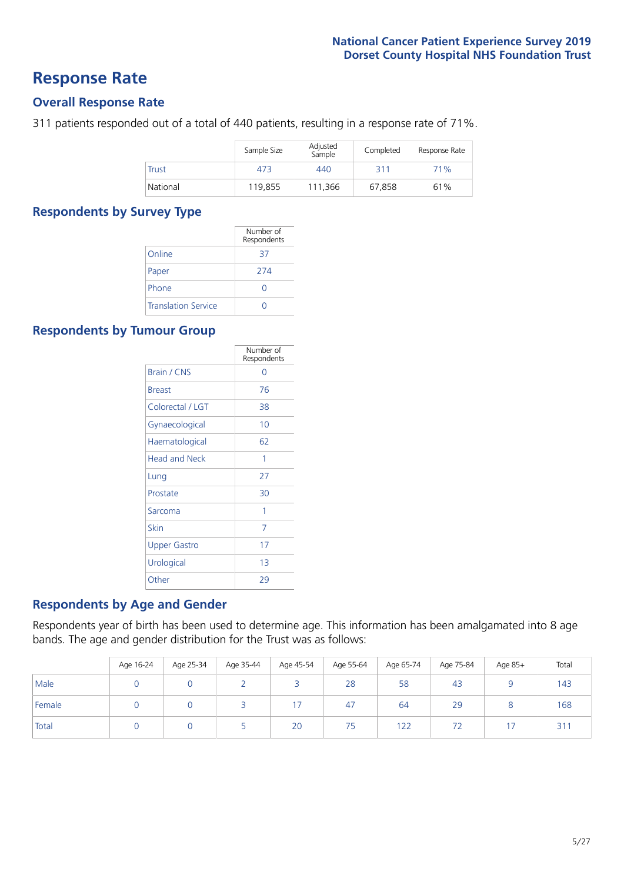# Response Rate

## Overall Response Rate

311 patients responded out of a total of 440 patients, resulting in a response rate of 71%.

| | Sample Size | Adjusted Sample | Completed | Response Rate |
|---|---|---|---|---|
| Trust | 473 | 440 | 311 | 71% |
| National | 119,855 | 111,366 | 67,858 | 61% |

## Respondents by Survey Type

| | Number of Respondents |
|---|---|
| Online | 37 |
| Paper | 274 |
| Phone | 0 |
| Translation Service | 0 |

## Respondents by Tumour Group

| | Number of Respondents |
|---|---|
| Brain / CNS | 0 |
| Breast | 76 |
| Colorectal / LGT | 38 |
| Gynaecological | 10 |
| Haematological | 62 |
| Head and Neck | 1 |
| Lung | 27 |
| Prostate | 30 |
| Sarcoma | 1 |
| Skin | 7 |
| Upper Gastro | 17 |
| Urological | 13 |
| Other | 29 |

## Respondents by Age and Gender

Respondents year of birth has been used to determine age. This information has been amalgamated into 8 age bands. The age and gender distribution for the Trust was as follows:

| | Age 16-24 | Age 25-34 | Age 35-44 | Age 45-54 | Age 55-64 | Age 65-74 | Age 75-84 | Age 85+ | Total |
|---|---|---|---|---|---|---|---|---|---|
| Male | 0 | 0 | 2 | 3 | 28 | 58 | 43 | 9 | 143 |
| Female | 0 | 0 | 3 | 17 | 47 | 64 | 29 | 8 | 168 |
| Total | 0 | 0 | 5 | 20 | 75 | 122 | 72 | 17 | 311 |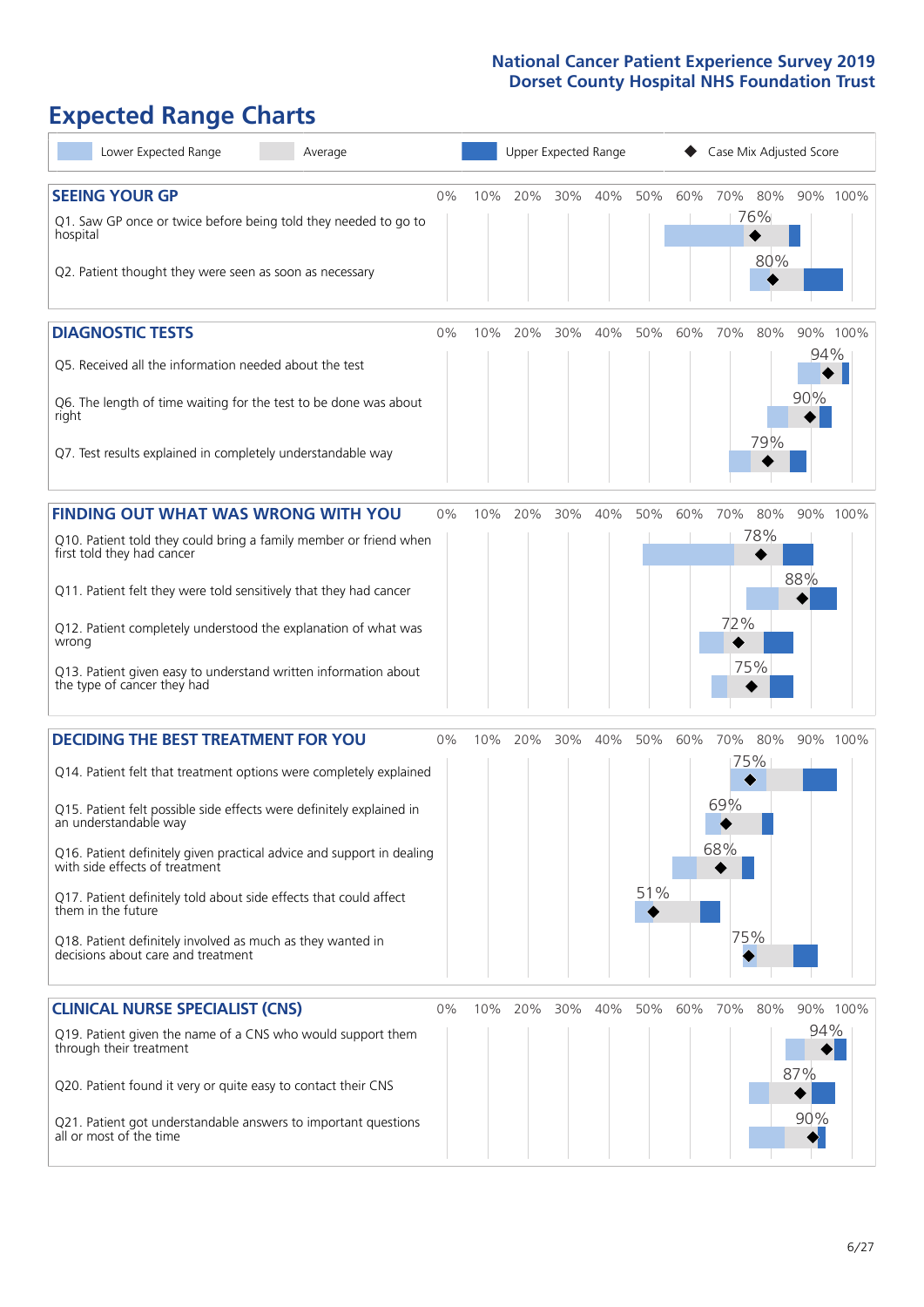## Expected Range Charts

Lower Expected Range | Average | Upper Expected Range | Case Mix Adjusted Score

### SEEING YOUR GP

| Question | Score |
|---|---|
| Q1. Saw GP once or twice before being told they needed to go to hospital | 76% |
| Q2. Patient thought they were seen as soon as necessary | 80% |

### DIAGNOSTIC TESTS

| Question | Score |
|---|---|
| Q5. Received all the information needed about the test | 94% |
| Q6. The length of time waiting for the test to be done was about right | 90% |
| Q7. Test results explained in completely understandable way | 79% |

### FINDING OUT WHAT WAS WRONG WITH YOU

| Question | Score |
|---|---|
| Q10. Patient told they could bring a family member or friend when first told they had cancer | 78% |
| Q11. Patient felt they were told sensitively that they had cancer | 88% |
| Q12. Patient completely understood the explanation of what was wrong | 72% |
| Q13. Patient given easy to understand written information about the type of cancer they had | 75% |

### DECIDING THE BEST TREATMENT FOR YOU

| Question | Score |
|---|---|
| Q14. Patient felt that treatment options were completely explained | 75% |
| Q15. Patient felt possible side effects were definitely explained in an understandable way | 69% |
| Q16. Patient definitely given practical advice and support in dealing with side effects of treatment | 68% |
| Q17. Patient definitely told about side effects that could affect them in the future | 51% |
| Q18. Patient definitely involved as much as they wanted in decisions about care and treatment | 75% |

### CLINICAL NURSE SPECIALIST (CNS)

| Question | Score |
|---|---|
| Q19. Patient given the name of a CNS who would support them through their treatment | 94% |
| Q20. Patient found it very or quite easy to contact their CNS | 87% |
| Q21. Patient got understandable answers to important questions all or most of the time | 90% |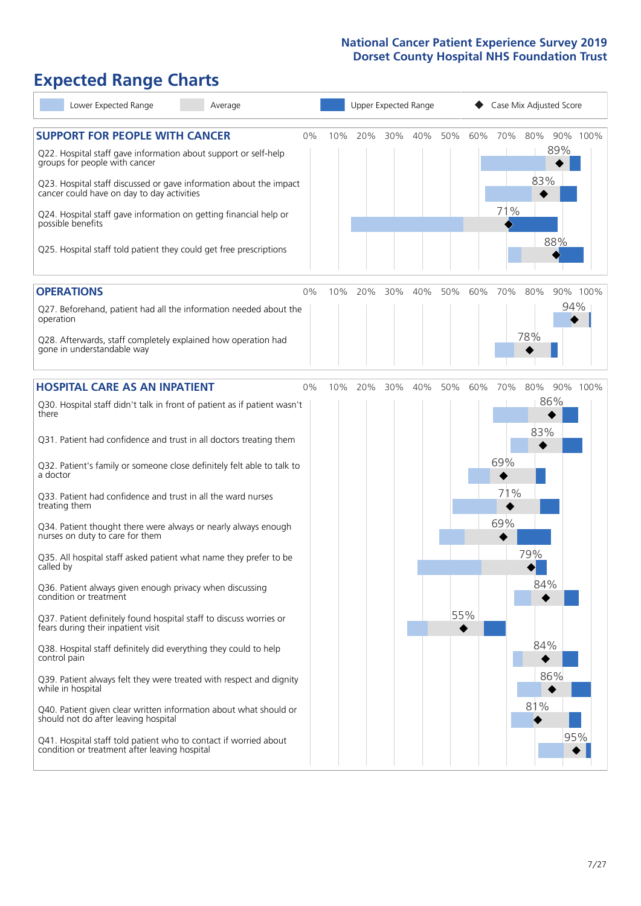# Expected Range Charts

Lower Expected Range | Average | Upper Expected Range | Case Mix Adjusted Score

## SUPPORT FOR PEOPLE WITH CANCER

| Question | Case Mix Adjusted Score |
|---|---|
| Q22. Hospital staff gave information about support or self-help groups for people with cancer | 89% |
| Q23. Hospital staff discussed or gave information about the impact cancer could have on day to day activities | 83% |
| Q24. Hospital staff gave information on getting financial help or possible benefits | 71% |
| Q25. Hospital staff told patient they could get free prescriptions | 88% |

## OPERATIONS

| Question | Case Mix Adjusted Score |
|---|---|
| Q27. Beforehand, patient had all the information needed about the operation | 94% |
| Q28. Afterwards, staff completely explained how operation had gone in understandable way | 78% |

## HOSPITAL CARE AS AN INPATIENT

| Question | Case Mix Adjusted Score |
|---|---|
| Q30. Hospital staff didn't talk in front of patient as if patient wasn't there | 86% |
| Q31. Patient had confidence and trust in all doctors treating them | 83% |
| Q32. Patient's family or someone close definitely felt able to talk to a doctor | 69% |
| Q33. Patient had confidence and trust in all the ward nurses treating them | 71% |
| Q34. Patient thought there were always or nearly always enough nurses on duty to care for them | 69% |
| Q35. All hospital staff asked patient what name they prefer to be called by | 79% |
| Q36. Patient always given enough privacy when discussing condition or treatment | 84% |
| Q37. Patient definitely found hospital staff to discuss worries or fears during their inpatient visit | 55% |
| Q38. Hospital staff definitely did everything they could to help control pain | 84% |
| Q39. Patient always felt they were treated with respect and dignity while in hospital | 86% |
| Q40. Patient given clear written information about what should or should not do after leaving hospital | 81% |
| Q41. Hospital staff told patient who to contact if worried about condition or treatment after leaving hospital | 95% |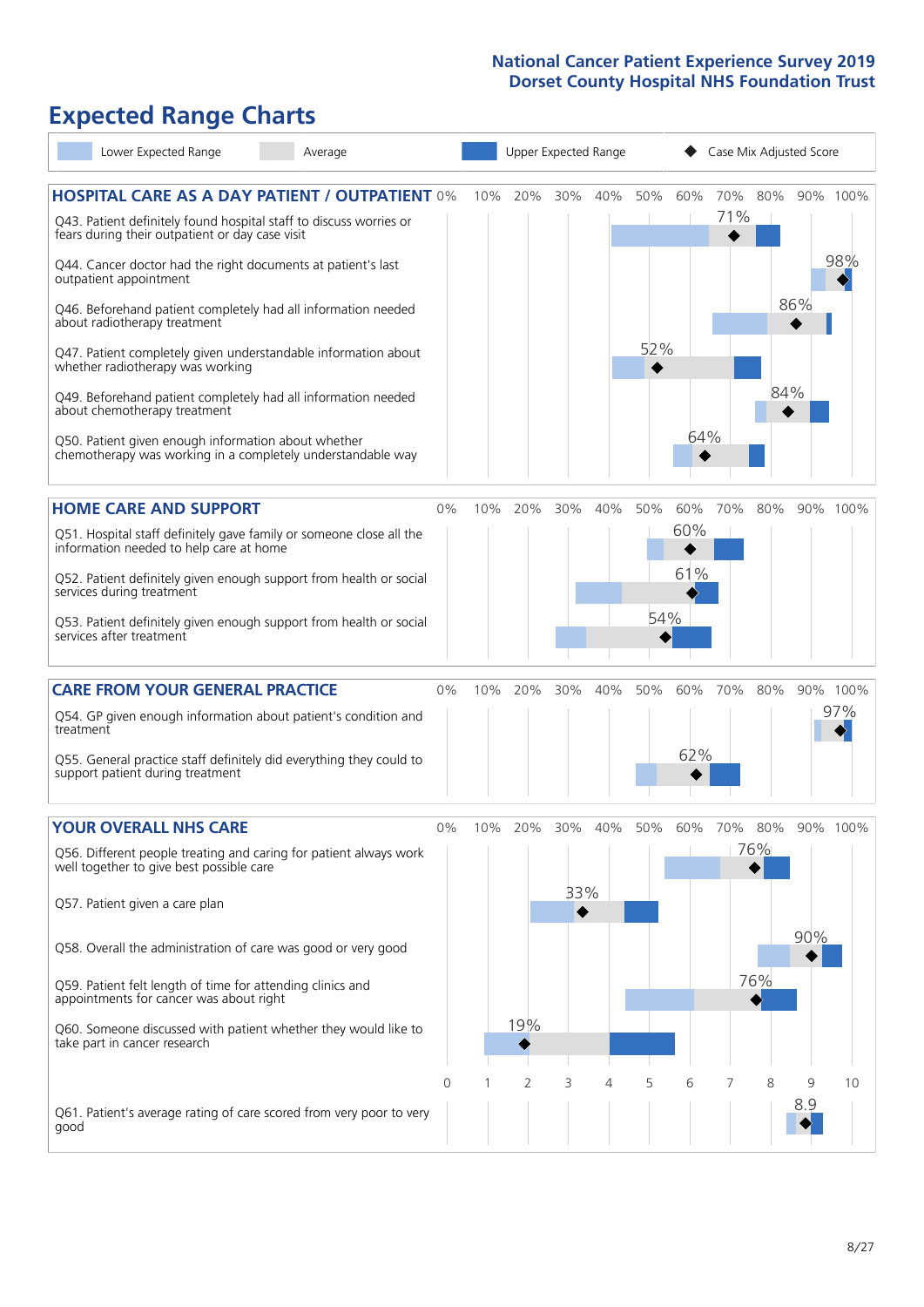# Expected Range Charts

Lower Expected Range | Average | Upper Expected Range | ◆ Case Mix Adjusted Score

## HOSPITAL CARE AS A DAY PATIENT / OUTPATIENT

| Question | Case Mix Adjusted Score |
|---|---|
| Q43. Patient definitely found hospital staff to discuss worries or fears during their outpatient or day case visit | 71% |
| Q44. Cancer doctor had the right documents at patient's last outpatient appointment | 98% |
| Q46. Beforehand patient completely had all information needed about radiotherapy treatment | 86% |
| Q47. Patient completely given understandable information about whether radiotherapy was working | 52% |
| Q49. Beforehand patient completely had all information needed about chemotherapy treatment | 84% |
| Q50. Patient given enough information about whether chemotherapy was working in a completely understandable way | 64% |

## HOME CARE AND SUPPORT

| Question | Case Mix Adjusted Score |
|---|---|
| Q51. Hospital staff definitely gave family or someone close all the information needed to help care at home | 60% |
| Q52. Patient definitely given enough support from health or social services during treatment | 61% |
| Q53. Patient definitely given enough support from health or social services after treatment | 54% |

## CARE FROM YOUR GENERAL PRACTICE

| Question | Case Mix Adjusted Score |
|---|---|
| Q54. GP given enough information about patient's condition and treatment | 97% |
| Q55. General practice staff definitely did everything they could to support patient during treatment | 62% |

## YOUR OVERALL NHS CARE

| Question | Case Mix Adjusted Score |
|---|---|
| Q56. Different people treating and caring for patient always work well together to give best possible care | 76% |
| Q57. Patient given a care plan | 33% |
| Q58. Overall the administration of care was good or very good | 90% |
| Q59. Patient felt length of time for attending clinics and appointments for cancer was about right | 76% |
| Q60. Someone discussed with patient whether they would like to take part in cancer research | 19% |
| Q61. Patient's average rating of care scored from very poor to very good | 8.9 |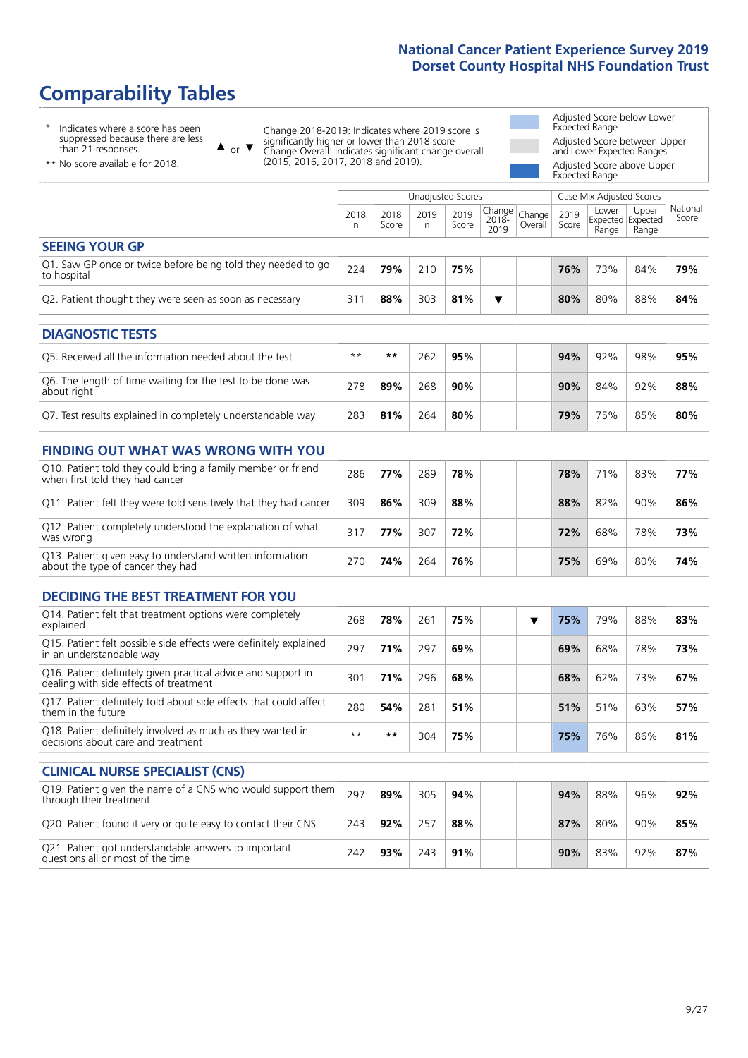# Comparability Tables

- \* Indicates where a score has been suppressed because there are less than 21 responses.
- \*\* No score available for 2018.

▲ or ▼ Change 2018-2019: Indicates where 2019 score is significantly higher or lower than 2018 score. Change Overall: Indicates significant change overall (2015, 2016, 2017, 2018 and 2019).

- Adjusted Score below Lower Expected Range
- Adjusted Score between Upper and Lower Expected Ranges
- Adjusted Score above Upper Expected Range

| | Unadjusted Scores | | | | | | Case Mix Adjusted Scores | | | |
|---|---|---|---|---|---|---|---|---|---|---|
| | 2018 n | 2018 Score | 2019 n | 2019 Score | Change 2018-2019 | Change Overall | 2019 Score | Lower Expected Range | Upper Expected Range | National Score |
| **SEEING YOUR GP** | | | | | | | | | | |
| Q1. Saw GP once or twice before being told they needed to go to hospital | 224 | **79%** | 210 | **75%** | | | **76%** | 73% | 84% | **79%** |
| Q2. Patient thought they were seen as soon as necessary | 311 | **88%** | 303 | **81%** | ▼ | | **80%** | 80% | 88% | **84%** |
| **DIAGNOSTIC TESTS** | | | | | | | | | | |
| Q5. Received all the information needed about the test | \*\* | **\*\*** | 262 | **95%** | | | **94%** | 92% | 98% | **95%** |
| Q6. The length of time waiting for the test to be done was about right | 278 | **89%** | 268 | **90%** | | | **90%** | 84% | 92% | **88%** |
| Q7. Test results explained in completely understandable way | 283 | **81%** | 264 | **80%** | | | **79%** | 75% | 85% | **80%** |
| **FINDING OUT WHAT WAS WRONG WITH YOU** | | | | | | | | | | |
| Q10. Patient told they could bring a family member or friend when first told they had cancer | 286 | **77%** | 289 | **78%** | | | **78%** | 71% | 83% | **77%** |
| Q11. Patient felt they were told sensitively that they had cancer | 309 | **86%** | 309 | **88%** | | | **88%** | 82% | 90% | **86%** |
| Q12. Patient completely understood the explanation of what was wrong | 317 | **77%** | 307 | **72%** | | | **72%** | 68% | 78% | **73%** |
| Q13. Patient given easy to understand written information about the type of cancer they had | 270 | **74%** | 264 | **76%** | | | **75%** | 69% | 80% | **74%** |
| **DECIDING THE BEST TREATMENT FOR YOU** | | | | | | | | | | |
| Q14. Patient felt that treatment options were completely explained | 268 | **78%** | 261 | **75%** | | ▼ | **75%** | 79% | 88% | **83%** |
| Q15. Patient felt possible side effects were definitely explained in an understandable way | 297 | **71%** | 297 | **69%** | | | **69%** | 68% | 78% | **73%** |
| Q16. Patient definitely given practical advice and support in dealing with side effects of treatment | 301 | **71%** | 296 | **68%** | | | **68%** | 62% | 73% | **67%** |
| Q17. Patient definitely told about side effects that could affect them in the future | 280 | **54%** | 281 | **51%** | | | **51%** | 51% | 63% | **57%** |
| Q18. Patient definitely involved as much as they wanted in decisions about care and treatment | \*\* | **\*\*** | 304 | **75%** | | | **75%** | 76% | 86% | **81%** |
| **CLINICAL NURSE SPECIALIST (CNS)** | | | | | | | | | | |
| Q19. Patient given the name of a CNS who would support them through their treatment | 297 | **89%** | 305 | **94%** | | | **94%** | 88% | 96% | **92%** |
| Q20. Patient found it very or quite easy to contact their CNS | 243 | **92%** | 257 | **88%** | | | **87%** | 80% | 90% | **85%** |
| Q21. Patient got understandable answers to important questions all or most of the time | 242 | **93%** | 243 | **91%** | | | **90%** | 83% | 92% | **87%** |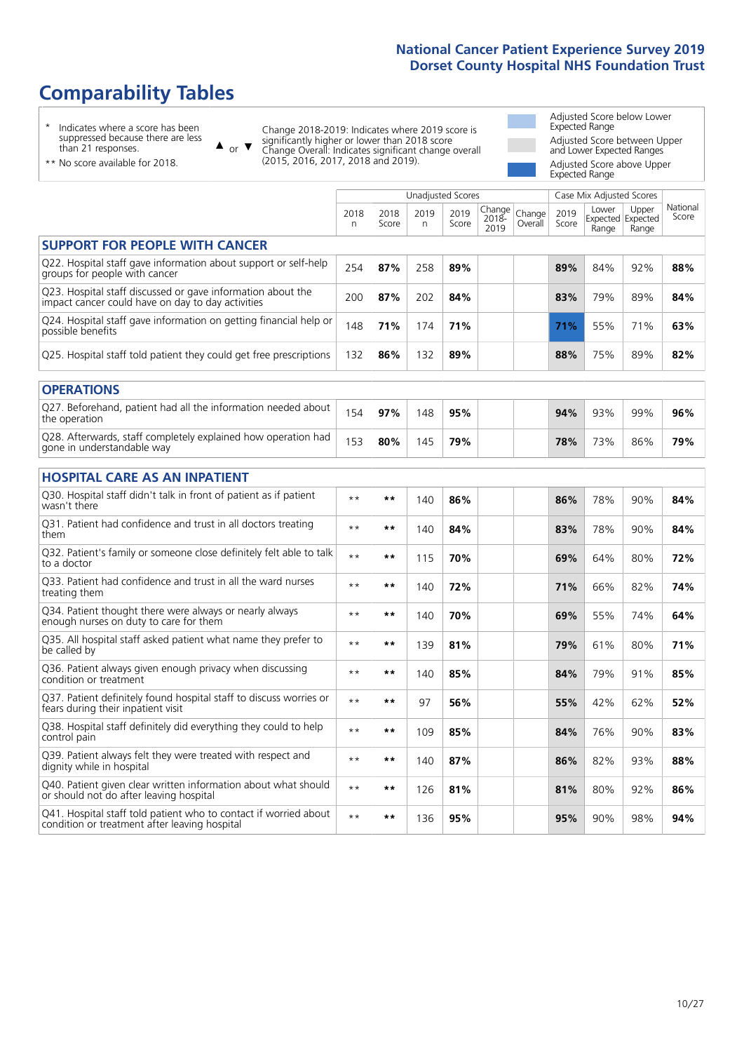# Comparability Tables

- \* Indicates where a score has been suppressed because there are less than 21 responses.
- \*\* No score available for 2018.

▲ or ▼ Change 2018-2019: Indicates where 2019 score is significantly higher or lower than 2018 score. Change Overall: Indicates significant change overall (2015, 2016, 2017, 2018 and 2019).

- Adjusted Score below Lower Expected Range
- Adjusted Score between Upper and Lower Expected Ranges
- Adjusted Score above Upper Expected Range

| | Unadjusted Scores | | | | | | Case Mix Adjusted Scores | | | |
|---|---|---|---|---|---|---|---|---|---|---|
| | 2018 n | 2018 Score | 2019 n | 2019 Score | Change 2018-2019 | Change Overall | 2019 Score | Lower Expected Range | Upper Expected Range | National Score |
| **SUPPORT FOR PEOPLE WITH CANCER** | | | | | | | | | | |
| Q22. Hospital staff gave information about support or self-help groups for people with cancer | 254 | **87%** | 258 | **89%** | | | **89%** | 84% | 92% | **88%** |
| Q23. Hospital staff discussed or gave information about the impact cancer could have on day to day activities | 200 | **87%** | 202 | **84%** | | | **83%** | 79% | 89% | **84%** |
| Q24. Hospital staff gave information on getting financial help or possible benefits | 148 | **71%** | 174 | **71%** | | | **71%** | 55% | 71% | **63%** |
| Q25. Hospital staff told patient they could get free prescriptions | 132 | **86%** | 132 | **89%** | | | **88%** | 75% | 89% | **82%** |
| **OPERATIONS** | | | | | | | | | | |
| Q27. Beforehand, patient had all the information needed about the operation | 154 | **97%** | 148 | **95%** | | | **94%** | 93% | 99% | **96%** |
| Q28. Afterwards, staff completely explained how operation had gone in understandable way | 153 | **80%** | 145 | **79%** | | | **78%** | 73% | 86% | **79%** |
| **HOSPITAL CARE AS AN INPATIENT** | | | | | | | | | | |
| Q30. Hospital staff didn't talk in front of patient as if patient wasn't there | ** | ** | 140 | **86%** | | | **86%** | 78% | 90% | **84%** |
| Q31. Patient had confidence and trust in all doctors treating them | ** | ** | 140 | **84%** | | | **83%** | 78% | 90% | **84%** |
| Q32. Patient's family or someone close definitely felt able to talk to a doctor | ** | ** | 115 | **70%** | | | **69%** | 64% | 80% | **72%** |
| Q33. Patient had confidence and trust in all the ward nurses treating them | ** | ** | 140 | **72%** | | | **71%** | 66% | 82% | **74%** |
| Q34. Patient thought there were always or nearly always enough nurses on duty to care for them | ** | ** | 140 | **70%** | | | **69%** | 55% | 74% | **64%** |
| Q35. All hospital staff asked patient what name they prefer to be called by | ** | ** | 139 | **81%** | | | **79%** | 61% | 80% | **71%** |
| Q36. Patient always given enough privacy when discussing condition or treatment | ** | ** | 140 | **85%** | | | **84%** | 79% | 91% | **85%** |
| Q37. Patient definitely found hospital staff to discuss worries or fears during their inpatient visit | ** | ** | 97 | **56%** | | | **55%** | 42% | 62% | **52%** |
| Q38. Hospital staff definitely did everything they could to help control pain | ** | ** | 109 | **85%** | | | **84%** | 76% | 90% | **83%** |
| Q39. Patient always felt they were treated with respect and dignity while in hospital | ** | ** | 140 | **87%** | | | **86%** | 82% | 93% | **88%** |
| Q40. Patient given clear written information about what should or should not do after leaving hospital | ** | ** | 126 | **81%** | | | **81%** | 80% | 92% | **86%** |
| Q41. Hospital staff told patient who to contact if worried about condition or treatment after leaving hospital | ** | ** | 136 | **95%** | | | **95%** | 90% | 98% | **94%** |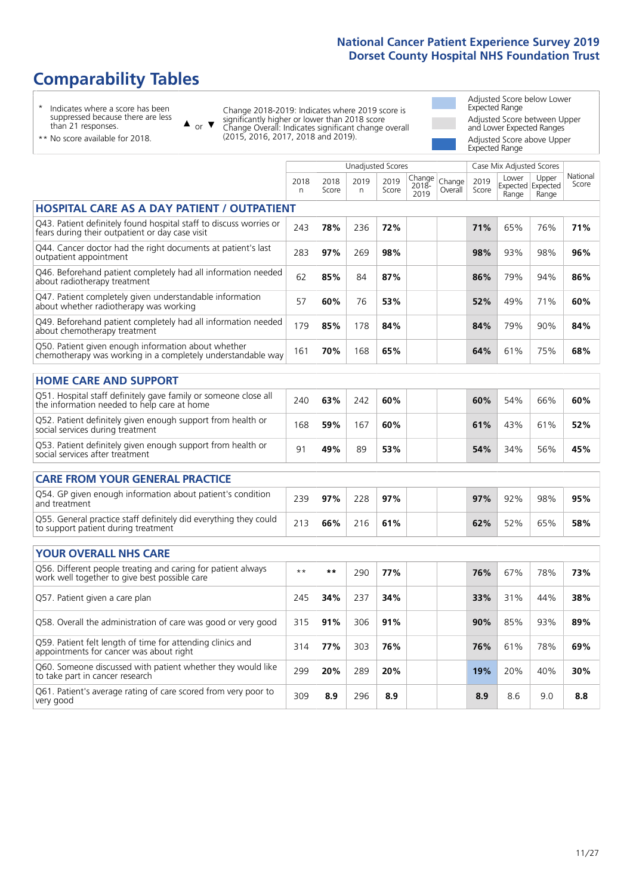# Comparability Tables

- \* Indicates where a score has been suppressed because there are less than 21 responses.
- \*\* No score available for 2018.

▲ or ▼ Change 2018-2019: Indicates where 2019 score is significantly higher or lower than 2018 score. Change Overall: Indicates significant change overall (2015, 2016, 2017, 2018 and 2019).

- Adjusted Score below Lower Expected Range
- Adjusted Score between Upper and Lower Expected Ranges
- Adjusted Score above Upper Expected Range

| | Unadjusted Scores | | | | | | Case Mix Adjusted Scores | | | |
|---|---|---|---|---|---|---|---|---|---|---|
| | 2018 n | 2018 Score | 2019 n | 2019 Score | Change 2018-2019 | Change Overall | 2019 Score | Lower Expected Range | Upper Expected Range | National Score |
| **HOSPITAL CARE AS A DAY PATIENT / OUTPATIENT** | | | | | | | | | | |
| Q43. Patient definitely found hospital staff to discuss worries or fears during their outpatient or day case visit | 243 | **78%** | 236 | **72%** | | | **71%** | 65% | 76% | **71%** |
| Q44. Cancer doctor had the right documents at patient's last outpatient appointment | 283 | **97%** | 269 | **98%** | | | **98%** | 93% | 98% | **96%** |
| Q46. Beforehand patient completely had all information needed about radiotherapy treatment | 62 | **85%** | 84 | **87%** | | | **86%** | 79% | 94% | **86%** |
| Q47. Patient completely given understandable information about whether radiotherapy was working | 57 | **60%** | 76 | **53%** | | | **52%** | 49% | 71% | **60%** |
| Q49. Beforehand patient completely had all information needed about chemotherapy treatment | 179 | **85%** | 178 | **84%** | | | **84%** | 79% | 90% | **84%** |
| Q50. Patient given enough information about whether chemotherapy was working in a completely understandable way | 161 | **70%** | 168 | **65%** | | | **64%** | 61% | 75% | **68%** |
| **HOME CARE AND SUPPORT** | | | | | | | | | | |
| Q51. Hospital staff definitely gave family or someone close all the information needed to help care at home | 240 | **63%** | 242 | **60%** | | | **60%** | 54% | 66% | **60%** |
| Q52. Patient definitely given enough support from health or social services during treatment | 168 | **59%** | 167 | **60%** | | | **61%** | 43% | 61% | **52%** |
| Q53. Patient definitely given enough support from health or social services after treatment | 91 | **49%** | 89 | **53%** | | | **54%** | 34% | 56% | **45%** |
| **CARE FROM YOUR GENERAL PRACTICE** | | | | | | | | | | |
| Q54. GP given enough information about patient's condition and treatment | 239 | **97%** | 228 | **97%** | | | **97%** | 92% | 98% | **95%** |
| Q55. General practice staff definitely did everything they could to support patient during treatment | 213 | **66%** | 216 | **61%** | | | **62%** | 52% | 65% | **58%** |
| **YOUR OVERALL NHS CARE** | | | | | | | | | | |
| Q56. Different people treating and caring for patient always work well together to give best possible care | ** | ** | 290 | **77%** | | | **76%** | 67% | 78% | **73%** |
| Q57. Patient given a care plan | 245 | **34%** | 237 | **34%** | | | **33%** | 31% | 44% | **38%** |
| Q58. Overall the administration of care was good or very good | 315 | **91%** | 306 | **91%** | | | **90%** | 85% | 93% | **89%** |
| Q59. Patient felt length of time for attending clinics and appointments for cancer was about right | 314 | **77%** | 303 | **76%** | | | **76%** | 61% | 78% | **69%** |
| Q60. Someone discussed with patient whether they would like to take part in cancer research | 299 | **20%** | 289 | **20%** | | | **19%** | 20% | 40% | **30%** |
| Q61. Patient's average rating of care scored from very poor to very good | 309 | **8.9** | 296 | **8.9** | | | **8.9** | 8.6 | 9.0 | **8.8** |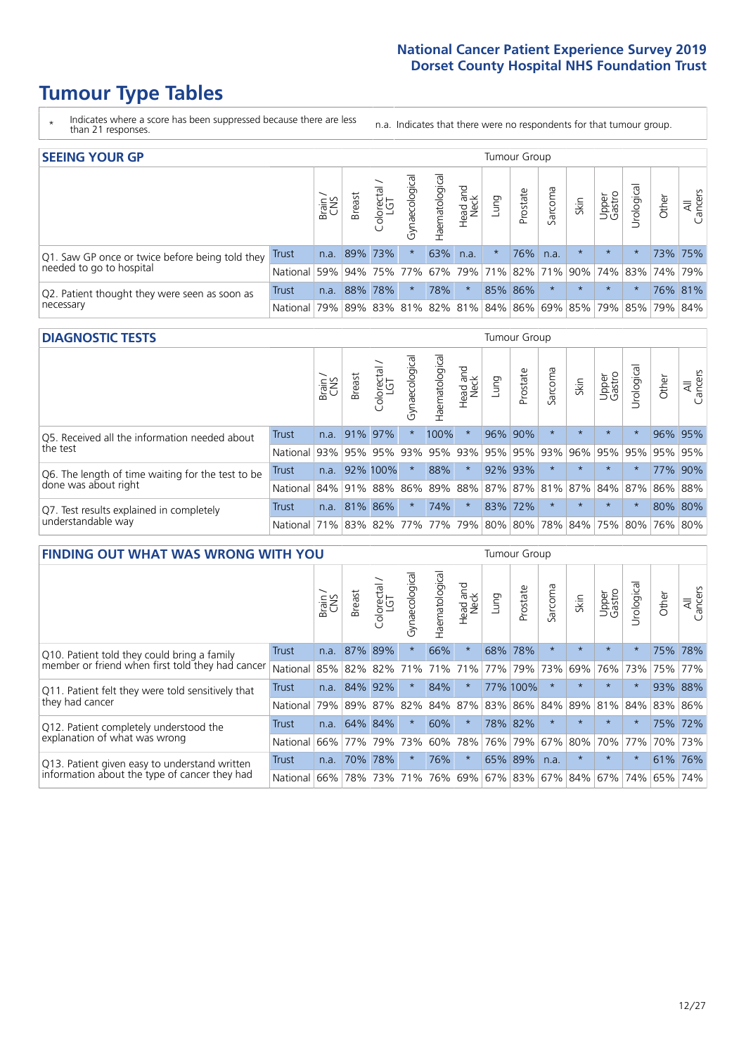# Tumour Type Tables

\* Indicates where a score has been suppressed because there are less than 21 responses.

n.a. Indicates that there were no respondents for that tumour group.

## SEEING YOUR GP

| | | Brain / CNS | Breast | Colorectal / LGT | Gynaecological | Haematological | Head and Neck | Lung | Prostate | Sarcoma | Skin | Upper Gastro | Urological | Other | All Cancers |
|---|---|---|---|---|---|---|---|---|---|---|---|---|---|---|---|
| Q1. Saw GP once or twice before being told they needed to go to hospital | Trust | n.a. | 89% | 73% | * | 63% | n.a. | * | 76% | n.a. | * | * | * | 73% | 75% |
| | National | 59% | 94% | 75% | 77% | 67% | 79% | 71% | 82% | 71% | 90% | 74% | 83% | 74% | 79% |
| Q2. Patient thought they were seen as soon as necessary | Trust | n.a. | 88% | 78% | * | 78% | * | 85% | 86% | * | * | * | * | 76% | 81% |
| | National | 79% | 89% | 83% | 81% | 82% | 81% | 84% | 86% | 69% | 85% | 79% | 85% | 79% | 84% |

## DIAGNOSTIC TESTS

| | | Brain / CNS | Breast | Colorectal / LGT | Gynaecological | Haematological | Head and Neck | Lung | Prostate | Sarcoma | Skin | Upper Gastro | Urological | Other | All Cancers |
|---|---|---|---|---|---|---|---|---|---|---|---|---|---|---|---|
| Q5. Received all the information needed about the test | Trust | n.a. | 91% | 97% | * | 100% | * | 96% | 90% | * | * | * | * | 96% | 95% |
| | National | 93% | 95% | 95% | 93% | 95% | 93% | 95% | 95% | 93% | 96% | 95% | 95% | 95% | 95% |
| Q6. The length of time waiting for the test to be done was about right | Trust | n.a. | 92% | 100% | * | 88% | * | 92% | 93% | * | * | * | * | 77% | 90% |
| | National | 84% | 91% | 88% | 86% | 89% | 88% | 87% | 87% | 81% | 87% | 84% | 87% | 86% | 88% |
| Q7. Test results explained in completely understandable way | Trust | n.a. | 81% | 86% | * | 74% | * | 83% | 72% | * | * | * | * | 80% | 80% |
| | National | 71% | 83% | 82% | 77% | 77% | 79% | 80% | 80% | 78% | 84% | 75% | 80% | 76% | 80% |

## FINDING OUT WHAT WAS WRONG WITH YOU

| | | Brain / CNS | Breast | Colorectal / LGT | Gynaecological | Haematological | Head and Neck | Lung | Prostate | Sarcoma | Skin | Upper Gastro | Urological | Other | All Cancers |
|---|---|---|---|---|---|---|---|---|---|---|---|---|---|---|---|
| Q10. Patient told they could bring a family member or friend when first told they had cancer | Trust | n.a. | 87% | 89% | * | 66% | * | 68% | 78% | * | * | * | * | 75% | 78% |
| | National | 85% | 82% | 82% | 71% | 71% | 71% | 77% | 79% | 73% | 69% | 76% | 73% | 75% | 77% |
| Q11. Patient felt they were told sensitively that they had cancer | Trust | n.a. | 84% | 92% | * | 84% | * | 77% | 100% | * | * | * | * | 93% | 88% |
| | National | 79% | 89% | 87% | 82% | 84% | 87% | 83% | 86% | 84% | 89% | 81% | 84% | 83% | 86% |
| Q12. Patient completely understood the explanation of what was wrong | Trust | n.a. | 64% | 84% | * | 60% | * | 78% | 82% | * | * | * | * | 75% | 72% |
| | National | 66% | 77% | 79% | 73% | 60% | 78% | 76% | 79% | 67% | 80% | 70% | 77% | 70% | 73% |
| Q13. Patient given easy to understand written information about the type of cancer they had | Trust | n.a. | 70% | 78% | * | 76% | * | 65% | 89% | n.a. | * | * | * | 61% | 76% |
| | National | 66% | 78% | 73% | 71% | 76% | 69% | 67% | 83% | 67% | 84% | 67% | 74% | 65% | 74% |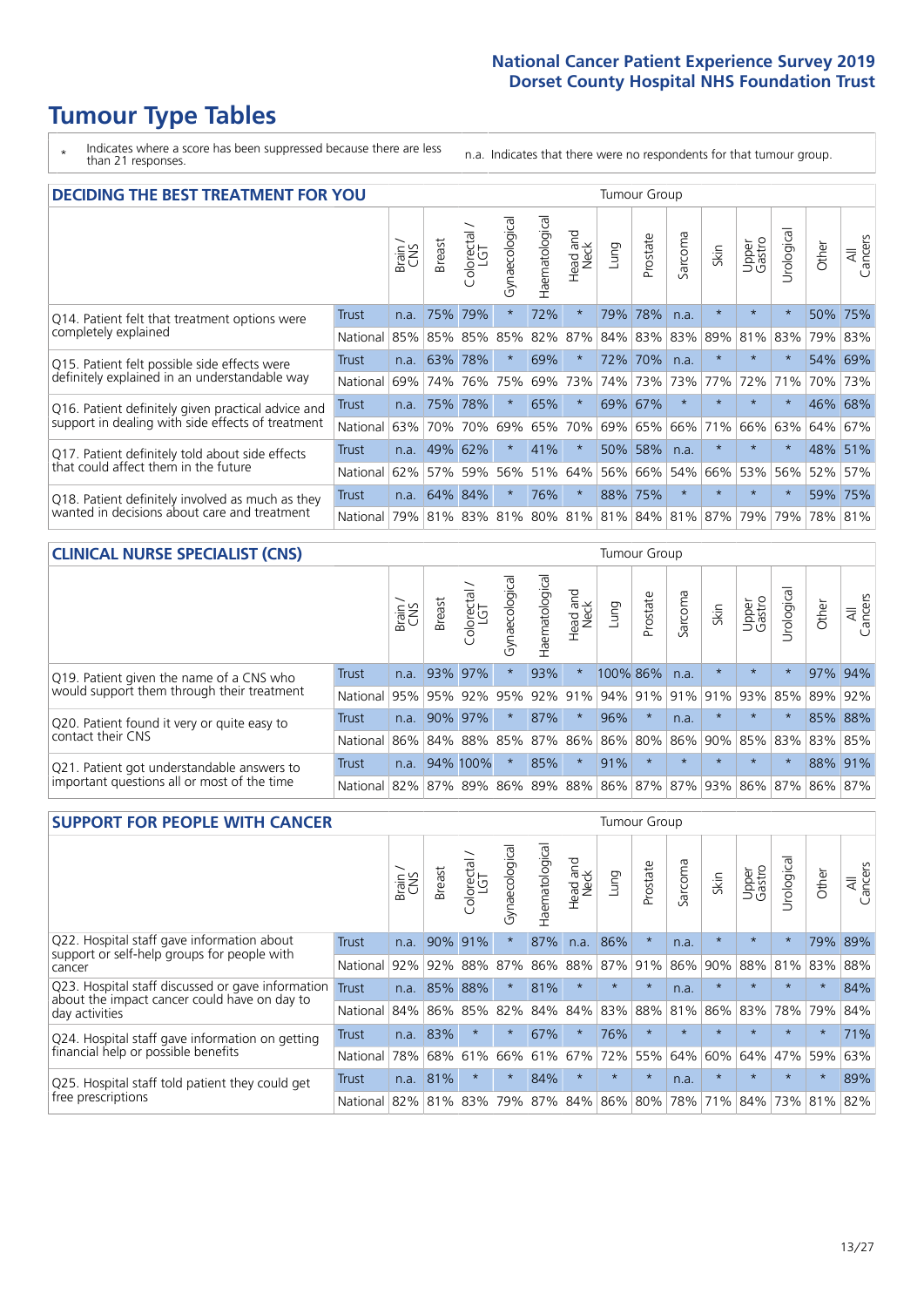# Tumour Type Tables

\* Indicates where a score has been suppressed because there are less than 21 responses.

n.a. Indicates that there were no respondents for that tumour group.

## DECIDING THE BEST TREATMENT FOR YOU

| | | Brain / CNS | Breast | Colorectal / LGT | Gynaecological | Haematological | Head and Neck | Lung | Prostate | Sarcoma | Skin | Upper Gastro | Urological | Other | All Cancers |
|---|---|---|---|---|---|---|---|---|---|---|---|---|---|---|---|
| Q14. Patient felt that treatment options were completely explained | Trust | n.a. | 75% | 79% | * | 72% | * | 79% | 78% | n.a. | * | * | * | 50% | 75% |
| | National | 85% | 85% | 85% | 85% | 82% | 87% | 84% | 83% | 83% | 89% | 81% | 83% | 79% | 83% |
| Q15. Patient felt possible side effects were definitely explained in an understandable way | Trust | n.a. | 63% | 78% | * | 69% | * | 72% | 70% | n.a. | * | * | * | 54% | 69% |
| | National | 69% | 74% | 76% | 75% | 69% | 73% | 74% | 73% | 73% | 77% | 72% | 71% | 70% | 73% |
| Q16. Patient definitely given practical advice and support in dealing with side effects of treatment | Trust | n.a. | 75% | 78% | * | 65% | * | 69% | 67% | * | * | * | * | 46% | 68% |
| | National | 63% | 70% | 70% | 69% | 65% | 70% | 69% | 65% | 66% | 71% | 66% | 63% | 64% | 67% |
| Q17. Patient definitely told about side effects that could affect them in the future | Trust | n.a. | 49% | 62% | * | 41% | * | 50% | 58% | n.a. | * | * | * | 48% | 51% |
| | National | 62% | 57% | 59% | 56% | 51% | 64% | 56% | 66% | 54% | 66% | 53% | 56% | 52% | 57% |
| Q18. Patient definitely involved as much as they wanted in decisions about care and treatment | Trust | n.a. | 64% | 84% | * | 76% | * | 88% | 75% | * | * | * | * | 59% | 75% |
| | National | 79% | 81% | 83% | 81% | 80% | 81% | 81% | 84% | 81% | 87% | 79% | 79% | 78% | 81% |

## CLINICAL NURSE SPECIALIST (CNS)

| | | Brain / CNS | Breast | Colorectal / LGT | Gynaecological | Haematological | Head and Neck | Lung | Prostate | Sarcoma | Skin | Upper Gastro | Urological | Other | All Cancers |
|---|---|---|---|---|---|---|---|---|---|---|---|---|---|---|---|
| Q19. Patient given the name of a CNS who would support them through their treatment | Trust | n.a. | 93% | 97% | * | 93% | * | 100% | 86% | n.a. | * | * | * | 97% | 94% |
| | National | 95% | 95% | 92% | 95% | 92% | 91% | 94% | 91% | 91% | 91% | 93% | 85% | 89% | 92% |
| Q20. Patient found it very or quite easy to contact their CNS | Trust | n.a. | 90% | 97% | * | 87% | * | 96% | * | n.a. | * | * | * | 85% | 88% |
| | National | 86% | 84% | 88% | 85% | 87% | 86% | 86% | 80% | 86% | 90% | 85% | 83% | 83% | 85% |
| Q21. Patient got understandable answers to important questions all or most of the time | Trust | n.a. | 94% | 100% | * | 85% | * | 91% | * | * | * | * | * | 88% | 91% |
| | National | 82% | 87% | 89% | 86% | 89% | 88% | 86% | 87% | 87% | 93% | 86% | 87% | 86% | 87% |

## SUPPORT FOR PEOPLE WITH CANCER

| | | Brain / CNS | Breast | Colorectal / LGT | Gynaecological | Haematological | Head and Neck | Lung | Prostate | Sarcoma | Skin | Upper Gastro | Urological | Other | All Cancers |
|---|---|---|---|---|---|---|---|---|---|---|---|---|---|---|---|
| Q22. Hospital staff gave information about support or self-help groups for people with cancer | Trust | n.a. | 90% | 91% | * | 87% | n.a. | 86% | * | n.a. | * | * | * | 79% | 89% |
| | National | 92% | 92% | 88% | 87% | 86% | 88% | 87% | 91% | 86% | 90% | 88% | 81% | 83% | 88% |
| Q23. Hospital staff discussed or gave information about the impact cancer could have on day to day activities | Trust | n.a. | 85% | 88% | * | 81% | * | * | * | n.a. | * | * | * | * | 84% |
| | National | 84% | 86% | 85% | 82% | 84% | 84% | 83% | 88% | 81% | 86% | 83% | 78% | 79% | 84% |
| Q24. Hospital staff gave information on getting financial help or possible benefits | Trust | n.a. | 83% | * | * | 67% | * | 76% | * | * | * | * | * | * | 71% |
| | National | 78% | 68% | 61% | 66% | 61% | 67% | 72% | 55% | 64% | 60% | 64% | 47% | 59% | 63% |
| Q25. Hospital staff told patient they could get free prescriptions | Trust | n.a. | 81% | * | * | 84% | * | * | * | n.a. | * | * | * | * | 89% |
| | National | 82% | 81% | 83% | 79% | 87% | 84% | 86% | 80% | 78% | 71% | 84% | 73% | 81% | 82% |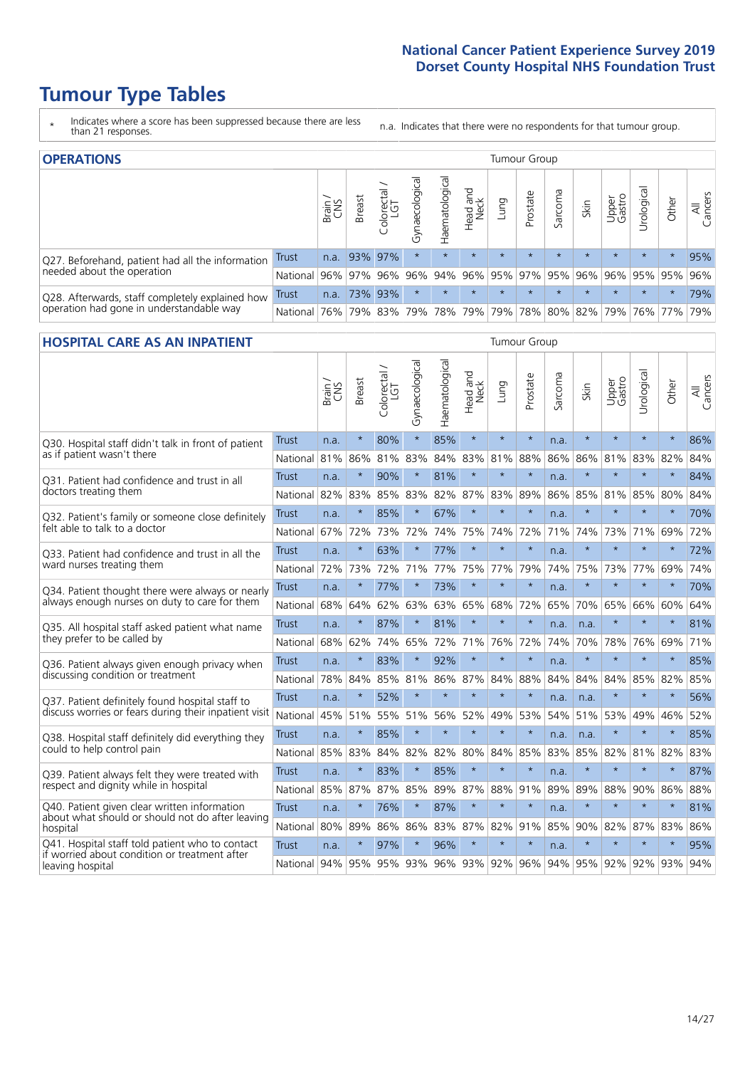# Tumour Type Tables

\* Indicates where a score has been suppressed because there are less than 21 responses.

n.a. Indicates that there were no respondents for that tumour group.

## OPERATIONS

| | | Tumour Group | | | | | | | | | | | | | |
|---|---|---|---|---|---|---|---|---|---|---|---|---|---|---|---|
| | | Brain / CNS | Breast | Colorectal / LGT | Gynaecological | Haematological | Head and Neck | Lung | Prostate | Sarcoma | Skin | Upper Gastro | Urological | Other | All Cancers |
| Q27. Beforehand, patient had all the information needed about the operation | Trust | n.a. | 93% | 97% | * | * | * | * | * | * | * | * | * | * | 95% |
| | National | 96% | 97% | 96% | 96% | 94% | 96% | 95% | 97% | 95% | 96% | 96% | 95% | 95% | 96% |
| Q28. Afterwards, staff completely explained how operation had gone in understandable way | Trust | n.a. | 73% | 93% | * | * | * | * | * | * | * | * | * | * | 79% |
| | National | 76% | 79% | 83% | 79% | 78% | 79% | 79% | 78% | 80% | 82% | 79% | 76% | 77% | 79% |

## HOSPITAL CARE AS AN INPATIENT

| | | Tumour Group | | | | | | | | | | | | | |
|---|---|---|---|---|---|---|---|---|---|---|---|---|---|---|---|
| | | Brain / CNS | Breast | Colorectal / LGT | Gynaecological | Haematological | Head and Neck | Lung | Prostate | Sarcoma | Skin | Upper Gastro | Urological | Other | All Cancers |
| Q30. Hospital staff didn't talk in front of patient as if patient wasn't there | Trust | n.a. | * | 80% | * | 85% | * | * | * | n.a. | * | * | * | * | 86% |
| | National | 81% | 86% | 81% | 83% | 84% | 83% | 81% | 88% | 86% | 86% | 81% | 83% | 82% | 84% |
| Q31. Patient had confidence and trust in all doctors treating them | Trust | n.a. | * | 90% | * | 81% | * | * | * | n.a. | * | * | * | * | 84% |
| | National | 82% | 83% | 85% | 83% | 82% | 87% | 83% | 89% | 86% | 85% | 81% | 85% | 80% | 84% |
| Q32. Patient's family or someone close definitely felt able to talk to a doctor | Trust | n.a. | * | 85% | * | 67% | * | * | * | n.a. | * | * | * | * | 70% |
| | National | 67% | 72% | 73% | 72% | 74% | 75% | 74% | 72% | 71% | 74% | 73% | 71% | 69% | 72% |
| Q33. Patient had confidence and trust in all the ward nurses treating them | Trust | n.a. | * | 63% | * | 77% | * | * | * | n.a. | * | * | * | * | 72% |
| | National | 72% | 73% | 72% | 71% | 77% | 75% | 77% | 79% | 74% | 75% | 73% | 77% | 69% | 74% |
| Q34. Patient thought there were always or nearly always enough nurses on duty to care for them | Trust | n.a. | * | 77% | * | 73% | * | * | * | n.a. | * | * | * | * | 70% |
| | National | 68% | 64% | 62% | 63% | 63% | 65% | 68% | 72% | 65% | 70% | 65% | 66% | 60% | 64% |
| Q35. All hospital staff asked patient what name they prefer to be called by | Trust | n.a. | * | 87% | * | 81% | * | * | * | n.a. | n.a. | * | * | * | 81% |
| | National | 68% | 62% | 74% | 65% | 72% | 71% | 76% | 72% | 74% | 70% | 78% | 76% | 69% | 71% |
| Q36. Patient always given enough privacy when discussing condition or treatment | Trust | n.a. | * | 83% | * | 92% | * | * | * | n.a. | * | * | * | * | 85% |
| | National | 78% | 84% | 85% | 81% | 86% | 87% | 84% | 88% | 84% | 84% | 84% | 85% | 82% | 85% |
| Q37. Patient definitely found hospital staff to discuss worries or fears during their inpatient visit | Trust | n.a. | * | 52% | * | * | * | * | * | n.a. | n.a. | * | * | * | 56% |
| | National | 45% | 51% | 55% | 51% | 56% | 52% | 49% | 53% | 54% | 51% | 53% | 49% | 46% | 52% |
| Q38. Hospital staff definitely did everything they could to help control pain | Trust | n.a. | * | 85% | * | * | * | * | * | n.a. | n.a. | * | * | * | 85% |
| | National | 85% | 83% | 84% | 82% | 82% | 80% | 84% | 85% | 83% | 85% | 82% | 81% | 82% | 83% |
| Q39. Patient always felt they were treated with respect and dignity while in hospital | Trust | n.a. | * | 83% | * | 85% | * | * | * | n.a. | * | * | * | * | 87% |
| | National | 85% | 87% | 87% | 85% | 89% | 87% | 88% | 91% | 89% | 89% | 88% | 90% | 86% | 88% |
| Q40. Patient given clear written information about what should or should not do after leaving hospital | Trust | n.a. | * | 76% | * | 87% | * | * | * | n.a. | * | * | * | * | 81% |
| | National | 80% | 89% | 86% | 86% | 83% | 87% | 82% | 91% | 85% | 90% | 82% | 87% | 83% | 86% |
| Q41. Hospital staff told patient who to contact if worried about condition or treatment after leaving hospital | Trust | n.a. | * | 97% | * | 96% | * | * | * | n.a. | * | * | * | * | 95% |
| | National | 94% | 95% | 95% | 93% | 96% | 93% | 92% | 96% | 94% | 95% | 92% | 92% | 93% | 94% |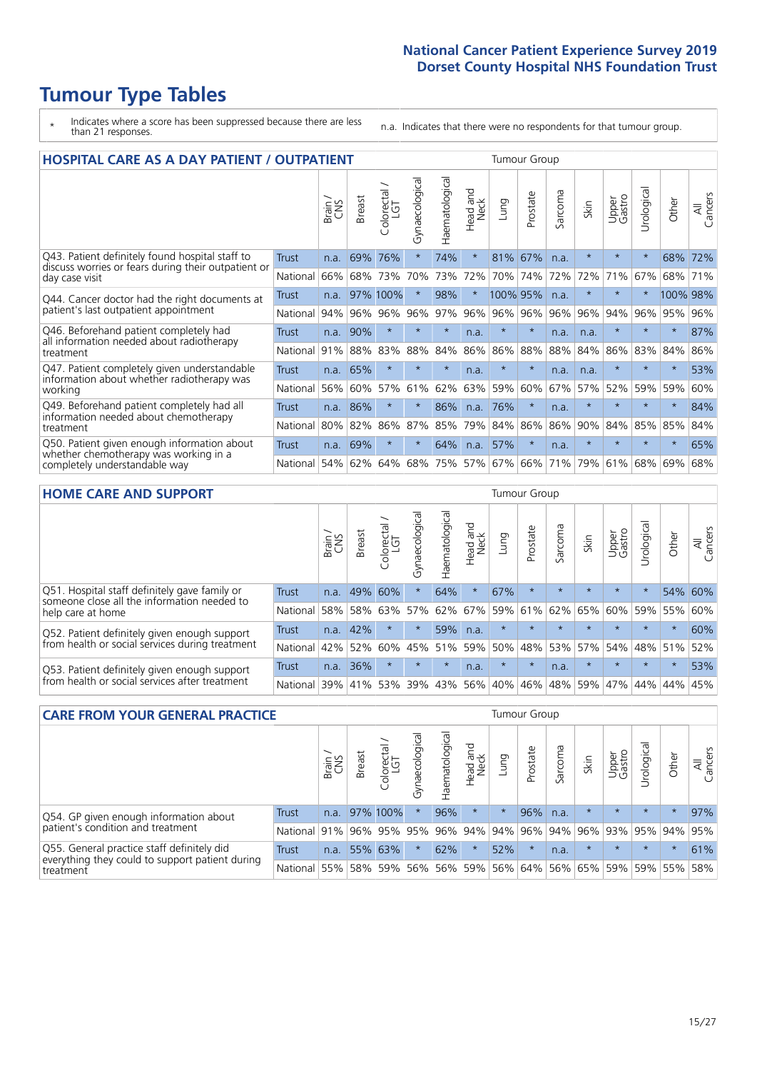# Tumour Type Tables

\* Indicates where a score has been suppressed because there are less than 21 responses.

n.a. Indicates that there were no respondents for that tumour group.

## HOSPITAL CARE AS A DAY PATIENT / OUTPATIENT

| | | Brain / CNS | Breast | Colorectal / LGT | Gynaecological | Haematological | Head and Neck | Lung | Prostate | Sarcoma | Skin | Upper Gastro | Urological | Other | All Cancers |
|---|---|---|---|---|---|---|---|---|---|---|---|---|---|---|---|
| Q43. Patient definitely found hospital staff to discuss worries or fears during their outpatient or day case visit | Trust | n.a. | 69% | 76% | * | 74% | * | 81% | 67% | n.a. | * | * | * | 68% | 72% |
| | National | 66% | 68% | 73% | 70% | 73% | 72% | 70% | 74% | 72% | 72% | 71% | 67% | 68% | 71% |
| Q44. Cancer doctor had the right documents at patient's last outpatient appointment | Trust | n.a. | 97% | 100% | * | 98% | * | 100% | 95% | n.a. | * | * | * | 100% | 98% |
| | National | 94% | 96% | 96% | 96% | 97% | 96% | 96% | 96% | 96% | 96% | 94% | 96% | 95% | 96% |
| Q46. Beforehand patient completely had all information needed about radiotherapy treatment | Trust | n.a. | 90% | * | * | * | n.a. | * | * | n.a. | n.a. | * | * | * | 87% |
| | National | 91% | 88% | 83% | 88% | 84% | 86% | 86% | 88% | 88% | 84% | 86% | 83% | 84% | 86% |
| Q47. Patient completely given understandable information about whether radiotherapy was working | Trust | n.a. | 65% | * | * | * | n.a. | * | * | n.a. | n.a. | * | * | * | 53% |
| | National | 56% | 60% | 57% | 61% | 62% | 63% | 59% | 60% | 67% | 57% | 52% | 59% | 59% | 60% |
| Q49. Beforehand patient completely had all information needed about chemotherapy treatment | Trust | n.a. | 86% | * | * | 86% | n.a. | 76% | * | n.a. | * | * | * | * | 84% |
| | National | 80% | 82% | 86% | 87% | 85% | 79% | 84% | 86% | 86% | 90% | 84% | 85% | 85% | 84% |
| Q50. Patient given enough information about whether chemotherapy was working in a completely understandable way | Trust | n.a. | 69% | * | * | 64% | n.a. | 57% | * | n.a. | * | * | * | * | 65% |
| | National | 54% | 62% | 64% | 68% | 75% | 57% | 67% | 66% | 71% | 79% | 61% | 68% | 69% | 68% |

## HOME CARE AND SUPPORT

| | | Brain / CNS | Breast | Colorectal / LGT | Gynaecological | Haematological | Head and Neck | Lung | Prostate | Sarcoma | Skin | Upper Gastro | Urological | Other | All Cancers |
|---|---|---|---|---|---|---|---|---|---|---|---|---|---|---|---|
| Q51. Hospital staff definitely gave family or someone close all the information needed to help care at home | Trust | n.a. | 49% | 60% | * | 64% | * | 67% | * | * | * | * | * | 54% | 60% |
| | National | 58% | 58% | 63% | 57% | 62% | 67% | 59% | 61% | 62% | 65% | 60% | 59% | 55% | 60% |
| Q52. Patient definitely given enough support from health or social services during treatment | Trust | n.a. | 42% | * | * | 59% | n.a. | * | * | * | * | * | * | * | 60% |
| | National | 42% | 52% | 60% | 45% | 51% | 59% | 50% | 48% | 53% | 57% | 54% | 48% | 51% | 52% |
| Q53. Patient definitely given enough support from health or social services after treatment | Trust | n.a. | 36% | * | * | * | n.a. | * | * | n.a. | * | * | * | * | 53% |
| | National | 39% | 41% | 53% | 39% | 43% | 56% | 40% | 46% | 48% | 59% | 47% | 44% | 44% | 45% |

## CARE FROM YOUR GENERAL PRACTICE

| | | Brain / CNS | Breast | Colorectal / LGT | Gynaecological | Haematological | Head and Neck | Lung | Prostate | Sarcoma | Skin | Upper Gastro | Urological | Other | All Cancers |
|---|---|---|---|---|---|---|---|---|---|---|---|---|---|---|---|
| Q54. GP given enough information about patient's condition and treatment | Trust | n.a. | 97% | 100% | * | 96% | * | * | 96% | n.a. | * | * | * | * | 97% |
| | National | 91% | 96% | 95% | 95% | 96% | 94% | 94% | 96% | 94% | 96% | 93% | 95% | 94% | 95% |
| Q55. General practice staff definitely did everything they could to support patient during treatment | Trust | n.a. | 55% | 63% | * | 62% | * | 52% | * | n.a. | * | * | * | * | 61% |
| | National | 55% | 58% | 59% | 56% | 56% | 59% | 56% | 64% | 56% | 65% | 59% | 59% | 55% | 58% |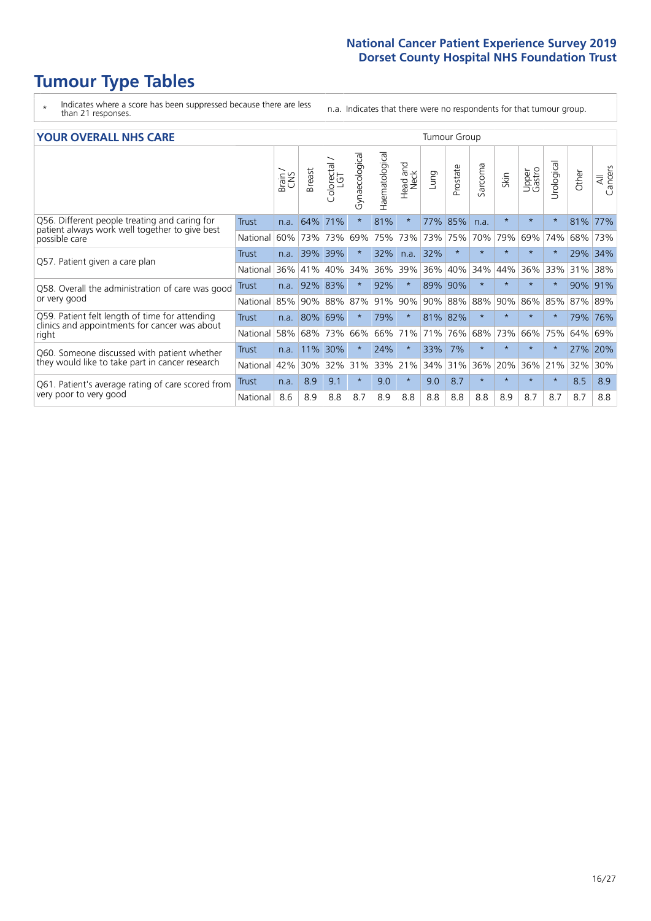# Tumour Type Tables

- \* Indicates where a score has been suppressed because there are less than 21 responses.
- n.a. Indicates that there were no respondents for that tumour group.

## YOUR OVERALL NHS CARE

| | | Brain / CNS | Breast | Colorectal / LGT | Gynaecological | Haematological | Head and Neck | Lung | Prostate | Sarcoma | Skin | Upper Gastro | Urological | Other | All Cancers |
|---|---|---|---|---|---|---|---|---|---|---|---|---|---|---|---|
| Q56. Different people treating and caring for patient always work well together to give best possible care | Trust | n.a. | 64% | 71% | * | 81% | * | 77% | 85% | n.a. | * | * | * | 81% | 77% |
| | National | 60% | 73% | 73% | 69% | 75% | 73% | 73% | 75% | 70% | 79% | 69% | 74% | 68% | 73% |
| Q57. Patient given a care plan | Trust | n.a. | 39% | 39% | * | 32% | n.a. | 32% | * | * | * | * | * | 29% | 34% |
| | National | 36% | 41% | 40% | 34% | 36% | 39% | 36% | 40% | 34% | 44% | 36% | 33% | 31% | 38% |
| Q58. Overall the administration of care was good or very good | Trust | n.a. | 92% | 83% | * | 92% | * | 89% | 90% | * | * | * | * | 90% | 91% |
| | National | 85% | 90% | 88% | 87% | 91% | 90% | 90% | 88% | 88% | 90% | 86% | 85% | 87% | 89% |
| Q59. Patient felt length of time for attending clinics and appointments for cancer was about right | Trust | n.a. | 80% | 69% | * | 79% | * | 81% | 82% | * | * | * | * | 79% | 76% |
| | National | 58% | 68% | 73% | 66% | 66% | 71% | 71% | 76% | 68% | 73% | 66% | 75% | 64% | 69% |
| Q60. Someone discussed with patient whether they would like to take part in cancer research | Trust | n.a. | 11% | 30% | * | 24% | * | 33% | 7% | * | * | * | * | 27% | 20% |
| | National | 42% | 30% | 32% | 31% | 33% | 21% | 34% | 31% | 36% | 20% | 36% | 21% | 32% | 30% |
| Q61. Patient's average rating of care scored from very poor to very good | Trust | n.a. | 8.9 | 9.1 | * | 9.0 | * | 9.0 | 8.7 | * | * | * | * | 8.5 | 8.9 |
| | National | 8.6 | 8.9 | 8.8 | 8.7 | 8.9 | 8.8 | 8.8 | 8.8 | 8.8 | 8.9 | 8.7 | 8.7 | 8.7 | 8.8 |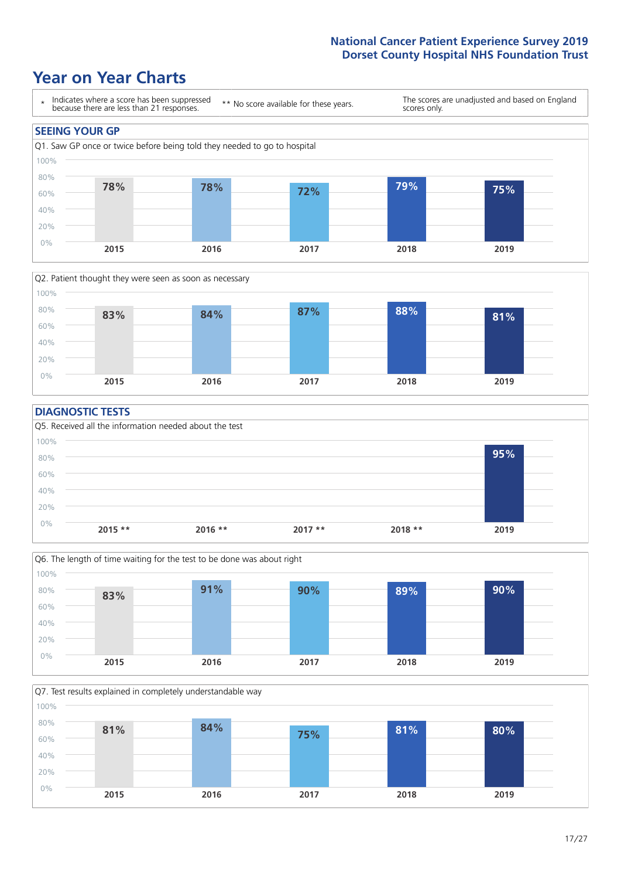## Year on Year Charts

| * Indicates where a score has been suppressed because there are less than 21 responses. | ** No score available for these years. | The scores are unadjusted and based on England scores only. |
| --- | --- | --- |

### SEEING YOUR GP

Q1. Saw GP once or twice before being told they needed to go to hospital

| 2015 | 2016 | 2017 | 2018 | 2019 |
| --- | --- | --- | --- | --- |
| 78% | 78% | 72% | 79% | 75% |

Q2. Patient thought they were seen as soon as necessary

| 2015 | 2016 | 2017 | 2018 | 2019 |
| --- | --- | --- | --- | --- |
| 83% | 84% | 87% | 88% | 81% |

### DIAGNOSTIC TESTS

Q5. Received all the information needed about the test

| 2015 ** | 2016 ** | 2017 ** | 2018 ** | 2019 |
| --- | --- | --- | --- | --- |
| | | | | 95% |

Q6. The length of time waiting for the test to be done was about right

| 2015 | 2016 | 2017 | 2018 | 2019 |
| --- | --- | --- | --- | --- |
| 83% | 91% | 90% | 89% | 90% |

Q7. Test results explained in completely understandable way

| 2015 | 2016 | 2017 | 2018 | 2019 |
| --- | --- | --- | --- | --- |
| 81% | 84% | 75% | 81% | 80% |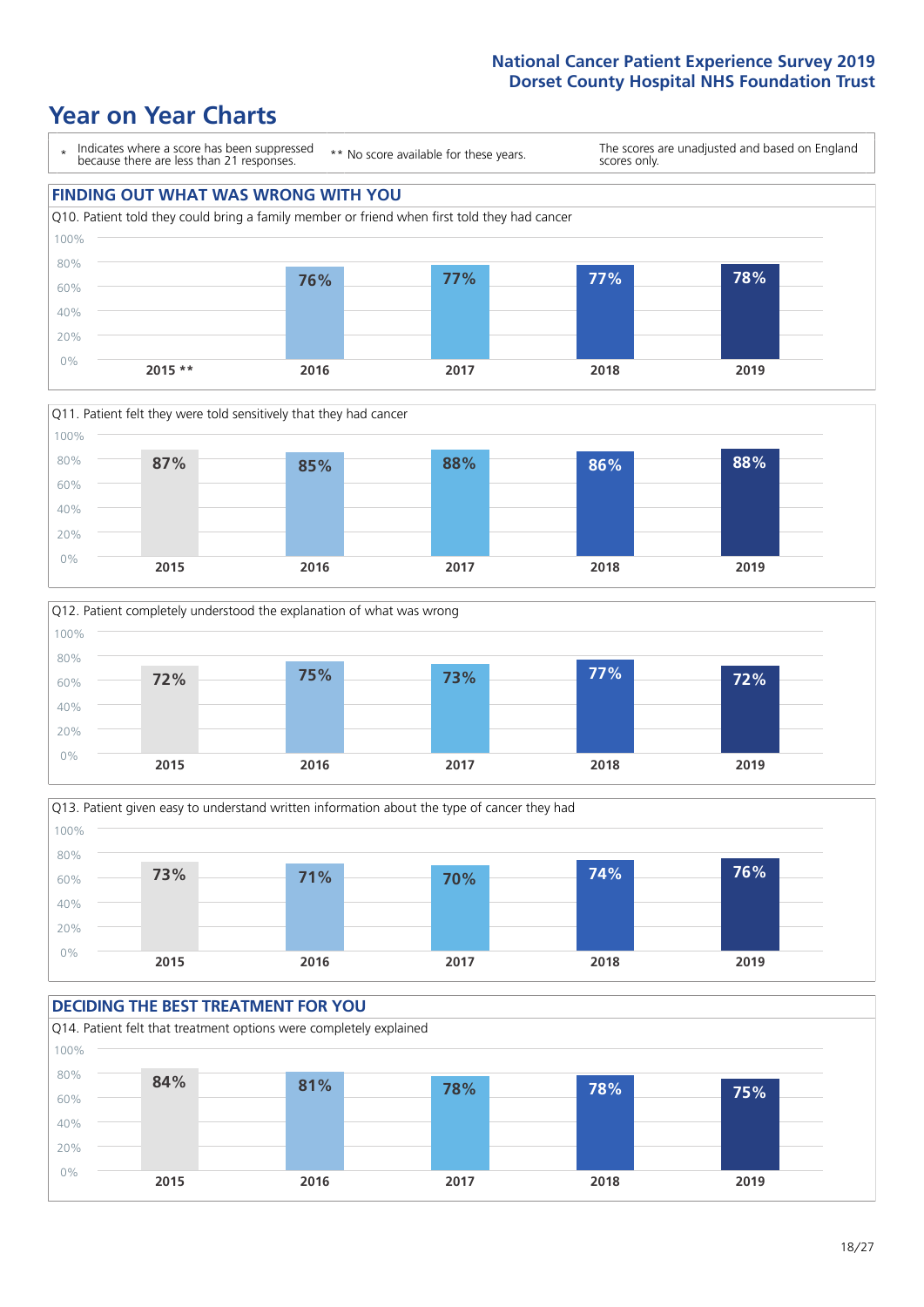# Year on Year Charts

\* Indicates where a score has been suppressed because there are less than 21 responses.

\*\* No score available for these years.

The scores are unadjusted and based on England scores only.

## FINDING OUT WHAT WAS WRONG WITH YOU

Q10. Patient told they could bring a family member or friend when first told they had cancer

| 2015 ** | 2016 | 2017 | 2018 | 2019 |
|---|---|---|---|---|
| | 76% | 77% | 77% | 78% |

Q11. Patient felt they were told sensitively that they had cancer

| 2015 | 2016 | 2017 | 2018 | 2019 |
|---|---|---|---|---|
| 87% | 85% | 88% | 86% | 88% |

Q12. Patient completely understood the explanation of what was wrong

| 2015 | 2016 | 2017 | 2018 | 2019 |
|---|---|---|---|---|
| 72% | 75% | 73% | 77% | 72% |

Q13. Patient given easy to understand written information about the type of cancer they had

| 2015 | 2016 | 2017 | 2018 | 2019 |
|---|---|---|---|---|
| 73% | 71% | 70% | 74% | 76% |

## DECIDING THE BEST TREATMENT FOR YOU

Q14. Patient felt that treatment options were completely explained

| 2015 | 2016 | 2017 | 2018 | 2019 |
|---|---|---|---|---|
| 84% | 81% | 78% | 78% | 75% |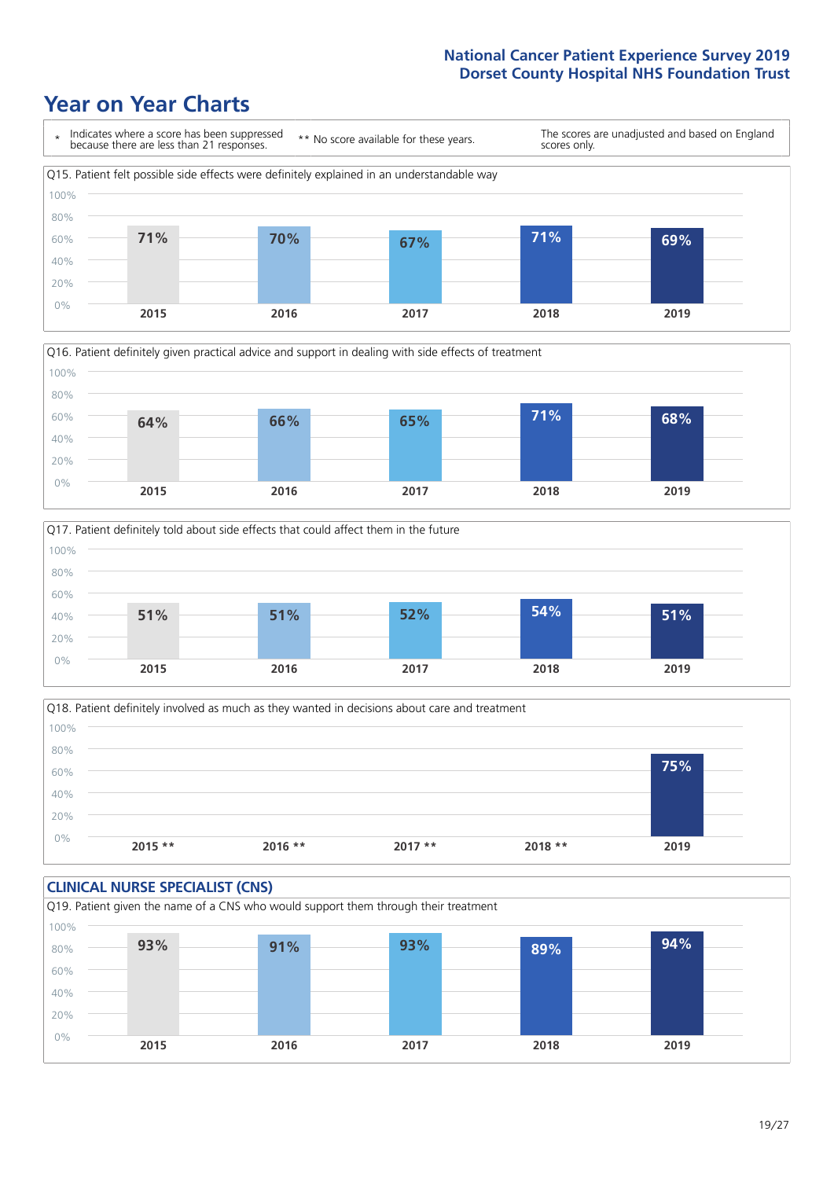# Year on Year Charts

\* Indicates where a score has been suppressed because there are less than 21 responses.

** No score available for these years.

The scores are unadjusted and based on England scores only.

Q15. Patient felt possible side effects were definitely explained in an understandable way

| 2015 | 2016 | 2017 | 2018 | 2019 |
|---|---|---|---|---|
| 71% | 70% | 67% | 71% | 69% |

Q16. Patient definitely given practical advice and support in dealing with side effects of treatment

| 2015 | 2016 | 2017 | 2018 | 2019 |
|---|---|---|---|---|
| 64% | 66% | 65% | 71% | 68% |

Q17. Patient definitely told about side effects that could affect them in the future

| 2015 | 2016 | 2017 | 2018 | 2019 |
|---|---|---|---|---|
| 51% | 51% | 52% | 54% | 51% |

Q18. Patient definitely involved as much as they wanted in decisions about care and treatment

| 2015 ** | 2016 ** | 2017 ** | 2018 ** | 2019 |
|---|---|---|---|---|
| | | | | 75% |

## CLINICAL NURSE SPECIALIST (CNS)

Q19. Patient given the name of a CNS who would support them through their treatment

| 2015 | 2016 | 2017 | 2018 | 2019 |
|---|---|---|---|---|
| 93% | 91% | 93% | 89% | 94% |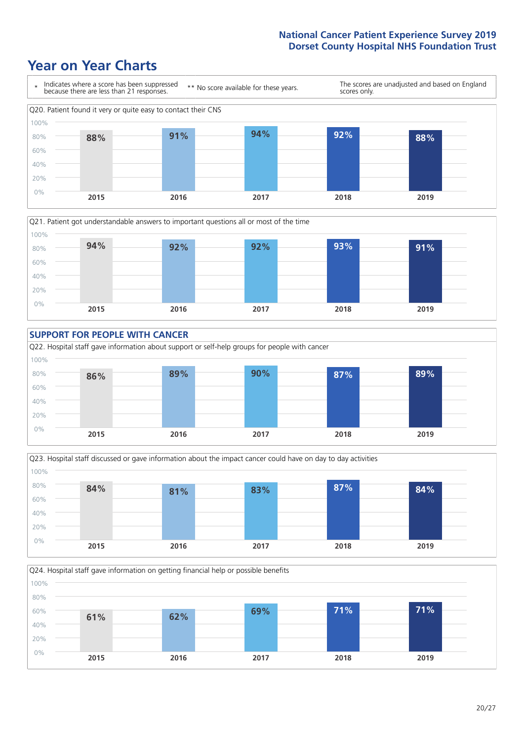# Year on Year Charts

\* Indicates where a score has been suppressed because there are less than 21 responses. ** No score available for these years. The scores are unadjusted and based on England scores only.

Q20. Patient found it very or quite easy to contact their CNS

| 2015 | 2016 | 2017 | 2018 | 2019 |
|---|---|---|---|---|
| 88% | 91% | 94% | 92% | 88% |

Q21. Patient got understandable answers to important questions all or most of the time

| 2015 | 2016 | 2017 | 2018 | 2019 |
|---|---|---|---|---|
| 94% | 92% | 92% | 93% | 91% |

## SUPPORT FOR PEOPLE WITH CANCER

Q22. Hospital staff gave information about support or self-help groups for people with cancer

| 2015 | 2016 | 2017 | 2018 | 2019 |
|---|---|---|---|---|
| 86% | 89% | 90% | 87% | 89% |

Q23. Hospital staff discussed or gave information about the impact cancer could have on day to day activities

| 2015 | 2016 | 2017 | 2018 | 2019 |
|---|---|---|---|---|
| 84% | 81% | 83% | 87% | 84% |

Q24. Hospital staff gave information on getting financial help or possible benefits

| 2015 | 2016 | 2017 | 2018 | 2019 |
|---|---|---|---|---|
| 61% | 62% | 69% | 71% | 71% |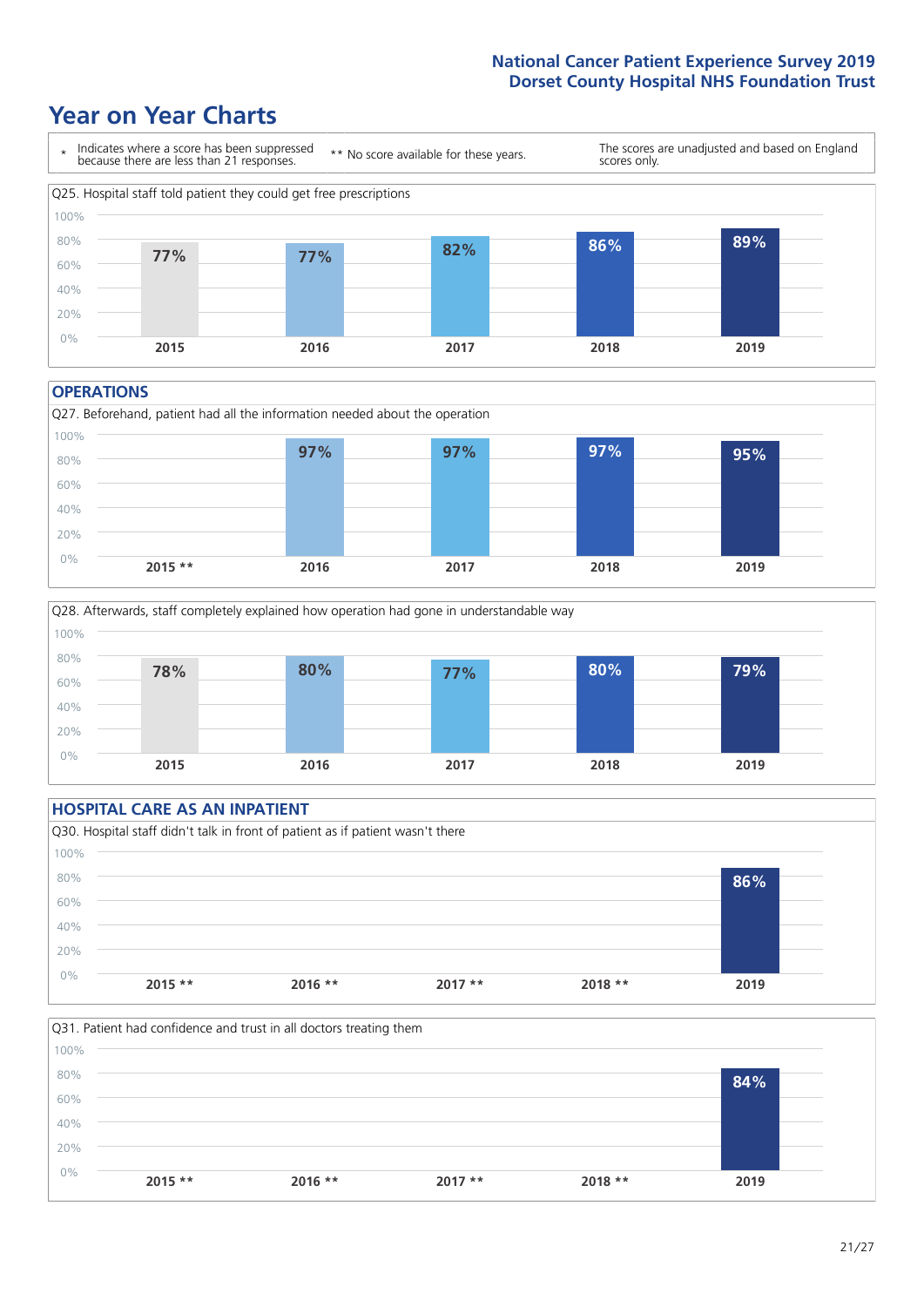# Year on Year Charts

\* Indicates where a score has been suppressed because there are less than 21 responses.

** No score available for these years.

The scores are unadjusted and based on England scores only.

Q25. Hospital staff told patient they could get free prescriptions

| 2015 | 2016 | 2017 | 2018 | 2019 |
|---|---|---|---|---|
| 77% | 77% | 82% | 86% | 89% |

## OPERATIONS

Q27. Beforehand, patient had all the information needed about the operation

| 2015 ** | 2016 | 2017 | 2018 | 2019 |
|---|---|---|---|---|
| | 97% | 97% | 97% | 95% |

Q28. Afterwards, staff completely explained how operation had gone in understandable way

| 2015 | 2016 | 2017 | 2018 | 2019 |
|---|---|---|---|---|
| 78% | 80% | 77% | 80% | 79% |

## HOSPITAL CARE AS AN INPATIENT

Q30. Hospital staff didn't talk in front of patient as if patient wasn't there

| 2015 ** | 2016 ** | 2017 ** | 2018 ** | 2019 |
|---|---|---|---|---|
| | | | | 86% |

Q31. Patient had confidence and trust in all doctors treating them

| 2015 ** | 2016 ** | 2017 ** | 2018 ** | 2019 |
|---|---|---|---|---|
| | | | | 84% |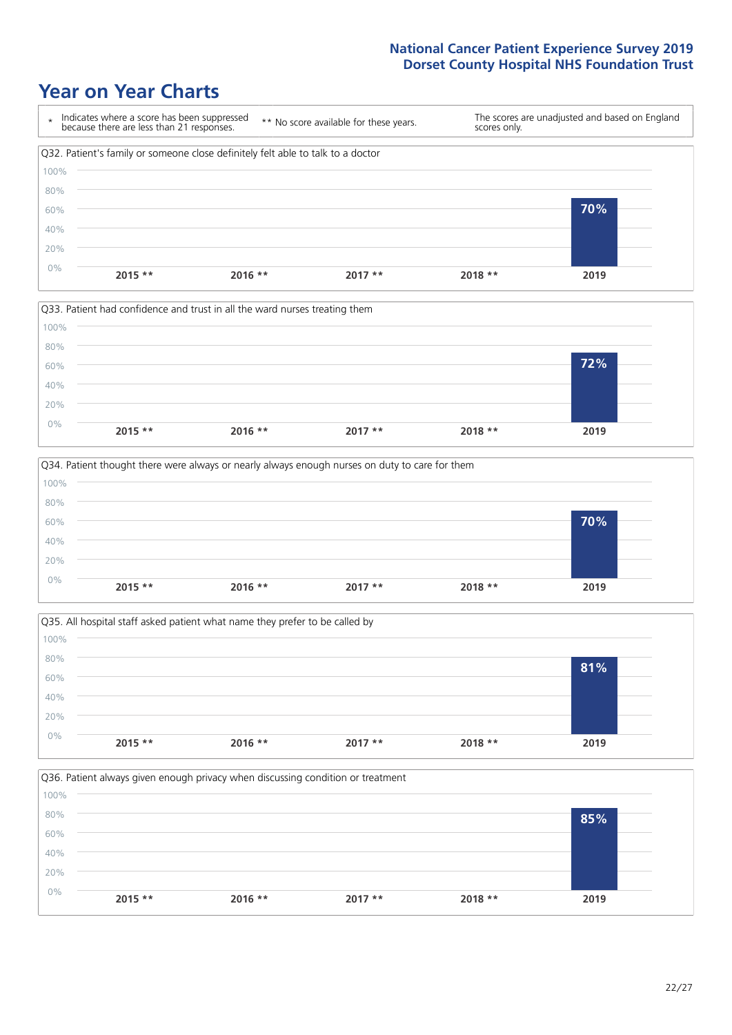# Year on Year Charts

\* Indicates where a score has been suppressed because there are less than 21 responses.

** No score available for these years.

The scores are unadjusted and based on England scores only.

Q32. Patient's family or someone close definitely felt able to talk to a doctor

| 2015 ** | 2016 ** | 2017 ** | 2018 ** | 2019 |
|---|---|---|---|---|
| | | | | 70% |

Q33. Patient had confidence and trust in all the ward nurses treating them

| 2015 ** | 2016 ** | 2017 ** | 2018 ** | 2019 |
|---|---|---|---|---|
| | | | | 72% |

Q34. Patient thought there were always or nearly always enough nurses on duty to care for them

| 2015 ** | 2016 ** | 2017 ** | 2018 ** | 2019 |
|---|---|---|---|---|
| | | | | 70% |

Q35. All hospital staff asked patient what name they prefer to be called by

| 2015 ** | 2016 ** | 2017 ** | 2018 ** | 2019 |
|---|---|---|---|---|
| | | | | 81% |

Q36. Patient always given enough privacy when discussing condition or treatment

| 2015 ** | 2016 ** | 2017 ** | 2018 ** | 2019 |
|---|---|---|---|---|
| | | | | 85% |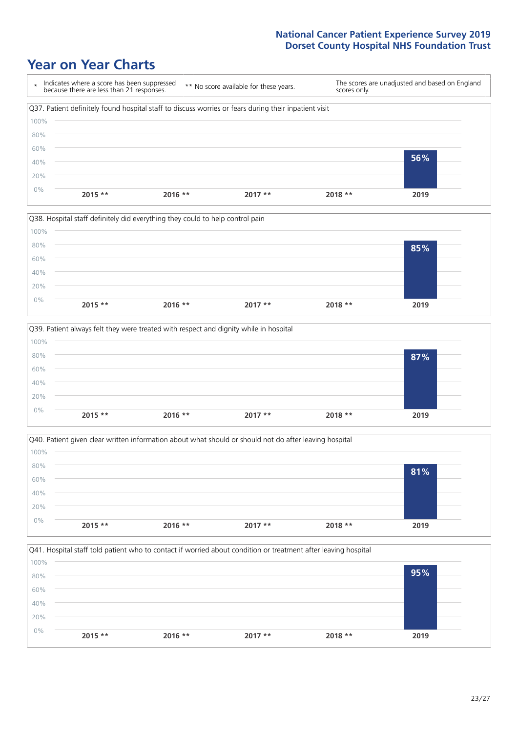# Year on Year Charts

\* Indicates where a score has been suppressed because there are less than 21 responses. ** No score available for these years. The scores are unadjusted and based on England scores only.

Q37. Patient definitely found hospital staff to discuss worries or fears during their inpatient visit

| 2015 ** | 2016 ** | 2017 ** | 2018 ** | 2019 |
|---|---|---|---|---|
| | | | | 56% |

Q38. Hospital staff definitely did everything they could to help control pain

| 2015 ** | 2016 ** | 2017 ** | 2018 ** | 2019 |
|---|---|---|---|---|
| | | | | 85% |

Q39. Patient always felt they were treated with respect and dignity while in hospital

| 2015 ** | 2016 ** | 2017 ** | 2018 ** | 2019 |
|---|---|---|---|---|
| | | | | 87% |

Q40. Patient given clear written information about what should or should not do after leaving hospital

| 2015 ** | 2016 ** | 2017 ** | 2018 ** | 2019 |
|---|---|---|---|---|
| | | | | 81% |

Q41. Hospital staff told patient who to contact if worried about condition or treatment after leaving hospital

| 2015 ** | 2016 ** | 2017 ** | 2018 ** | 2019 |
|---|---|---|---|---|
| | | | | 95% |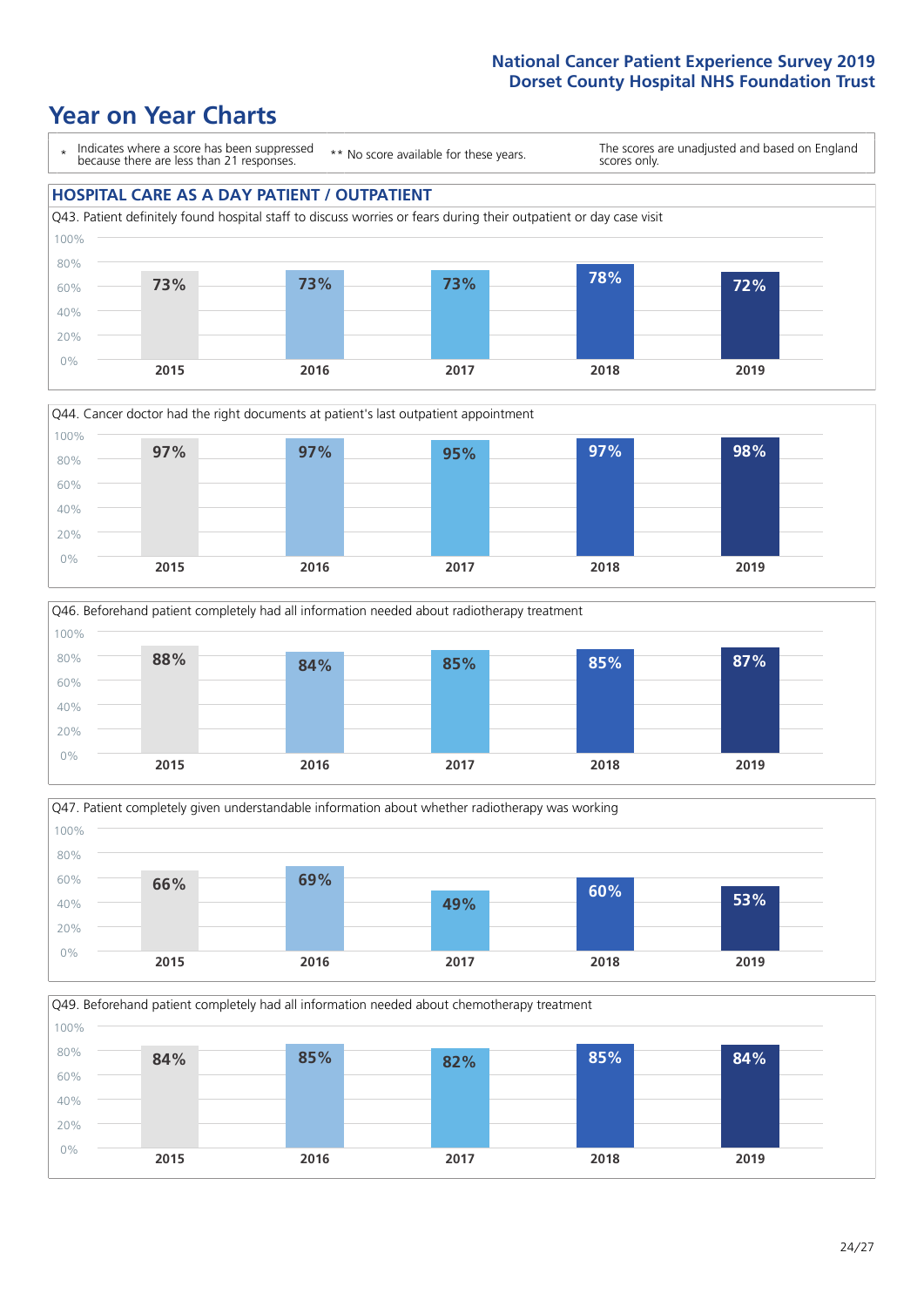# Year on Year Charts

\* Indicates where a score has been suppressed because there are less than 21 responses.

\*\* No score available for these years.

The scores are unadjusted and based on England scores only.

## HOSPITAL CARE AS A DAY PATIENT / OUTPATIENT

Q43. Patient definitely found hospital staff to discuss worries or fears during their outpatient or day case visit

| 2015 | 2016 | 2017 | 2018 | 2019 |
|---|---|---|---|---|
| 73% | 73% | 73% | 78% | 72% |

Q44. Cancer doctor had the right documents at patient's last outpatient appointment

| 2015 | 2016 | 2017 | 2018 | 2019 |
|---|---|---|---|---|
| 97% | 97% | 95% | 97% | 98% |

Q46. Beforehand patient completely had all information needed about radiotherapy treatment

| 2015 | 2016 | 2017 | 2018 | 2019 |
|---|---|---|---|---|
| 88% | 84% | 85% | 85% | 87% |

Q47. Patient completely given understandable information about whether radiotherapy was working

| 2015 | 2016 | 2017 | 2018 | 2019 |
|---|---|---|---|---|
| 66% | 69% | 49% | 60% | 53% |

Q49. Beforehand patient completely had all information needed about chemotherapy treatment

| 2015 | 2016 | 2017 | 2018 | 2019 |
|---|---|---|---|---|
| 84% | 85% | 82% | 85% | 84% |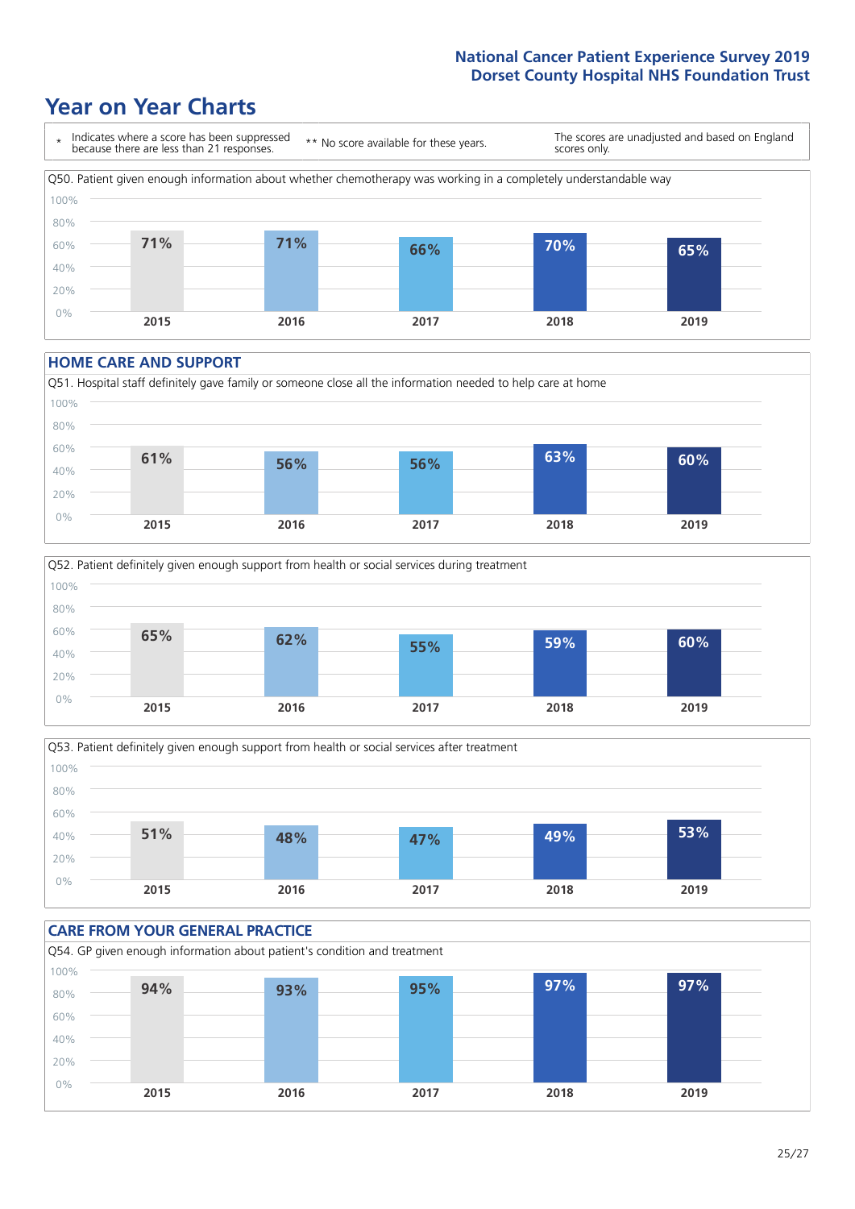# Year on Year Charts

\* Indicates where a score has been suppressed because there are less than 21 responses. ** No score available for these years. The scores are unadjusted and based on England scores only.

Q50. Patient given enough information about whether chemotherapy was working in a completely understandable way

| 2015 | 2016 | 2017 | 2018 | 2019 |
|---|---|---|---|---|
| 71% | 71% | 66% | 70% | 65% |

## HOME CARE AND SUPPORT

Q51. Hospital staff definitely gave family or someone close all the information needed to help care at home

| 2015 | 2016 | 2017 | 2018 | 2019 |
|---|---|---|---|---|
| 61% | 56% | 56% | 63% | 60% |

Q52. Patient definitely given enough support from health or social services during treatment

| 2015 | 2016 | 2017 | 2018 | 2019 |
|---|---|---|---|---|
| 65% | 62% | 55% | 59% | 60% |

Q53. Patient definitely given enough support from health or social services after treatment

| 2015 | 2016 | 2017 | 2018 | 2019 |
|---|---|---|---|---|
| 51% | 48% | 47% | 49% | 53% |

## CARE FROM YOUR GENERAL PRACTICE

Q54. GP given enough information about patient's condition and treatment

| 2015 | 2016 | 2017 | 2018 | 2019 |
|---|---|---|---|---|
| 94% | 93% | 95% | 97% | 97% |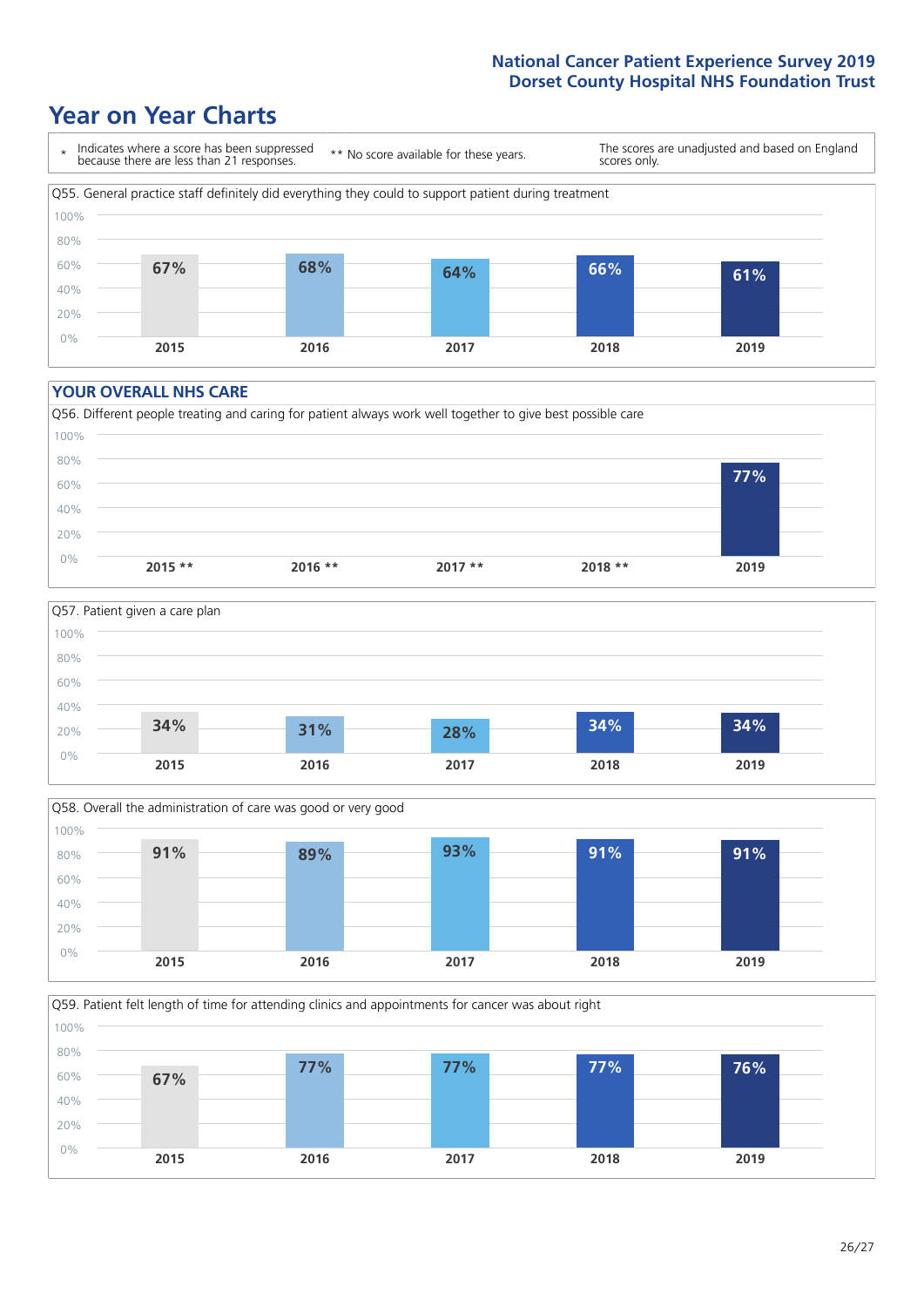# Year on Year Charts

\* Indicates where a score has been suppressed because there are less than 21 responses.

** No score available for these years.

The scores are unadjusted and based on England scores only.

Q55. General practice staff definitely did everything they could to support patient during treatment

| 2015 | 2016 | 2017 | 2018 | 2019 |
|---|---|---|---|---|
| 67% | 68% | 64% | 66% | 61% |

## YOUR OVERALL NHS CARE

Q56. Different people treating and caring for patient always work well together to give best possible care

| 2015 ** | 2016 ** | 2017 ** | 2018 ** | 2019 |
|---|---|---|---|---|
| | | | | 77% |

Q57. Patient given a care plan

| 2015 | 2016 | 2017 | 2018 | 2019 |
|---|---|---|---|---|
| 34% | 31% | 28% | 34% | 34% |

Q58. Overall the administration of care was good or very good

| 2015 | 2016 | 2017 | 2018 | 2019 |
|---|---|---|---|---|
| 91% | 89% | 93% | 91% | 91% |

Q59. Patient felt length of time for attending clinics and appointments for cancer was about right

| 2015 | 2016 | 2017 | 2018 | 2019 |
|---|---|---|---|---|
| 67% | 77% | 77% | 77% | 76% |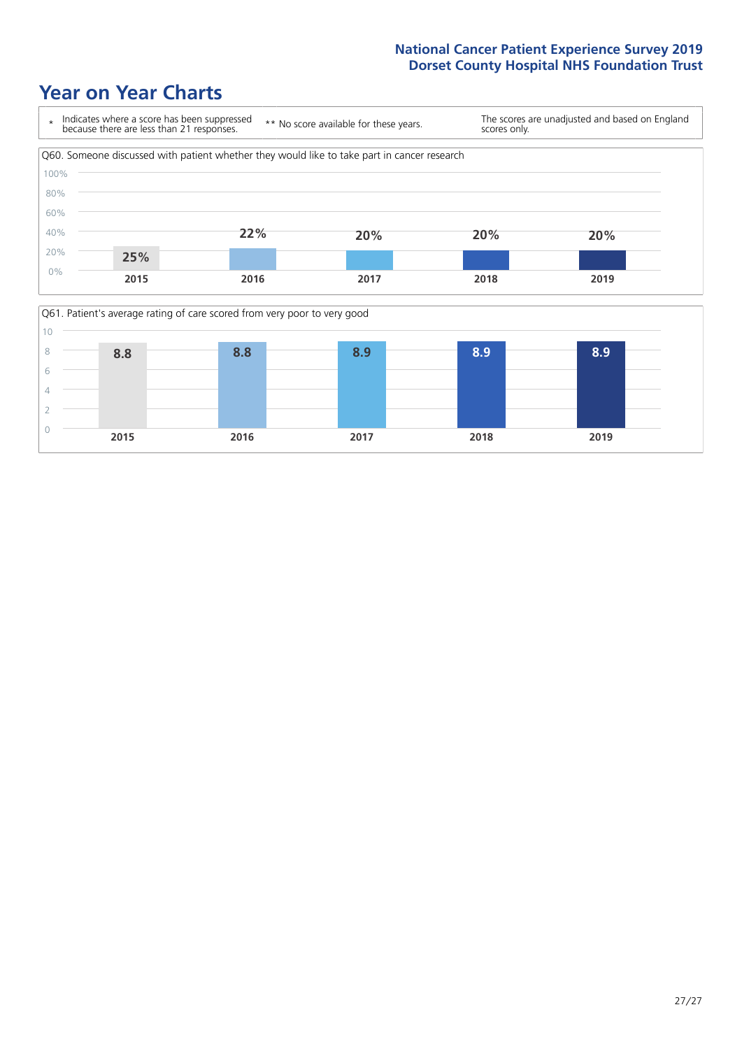# Year on Year Charts

\* Indicates where a score has been suppressed because there are less than 21 responses.

\*\* No score available for these years.

The scores are unadjusted and based on England scores only.

Q60. Someone discussed with patient whether they would like to take part in cancer research

100%
80%
60%
40%
20%
0%

25%
22%
20%
20%
20%

2015
2016
2017
2018
2019

Q61. Patient's average rating of care scored from very poor to very good

10
8
6
4
2
0

8.8
8.8
8.9
8.9
8.9

2015
2016
2017
2018
2019